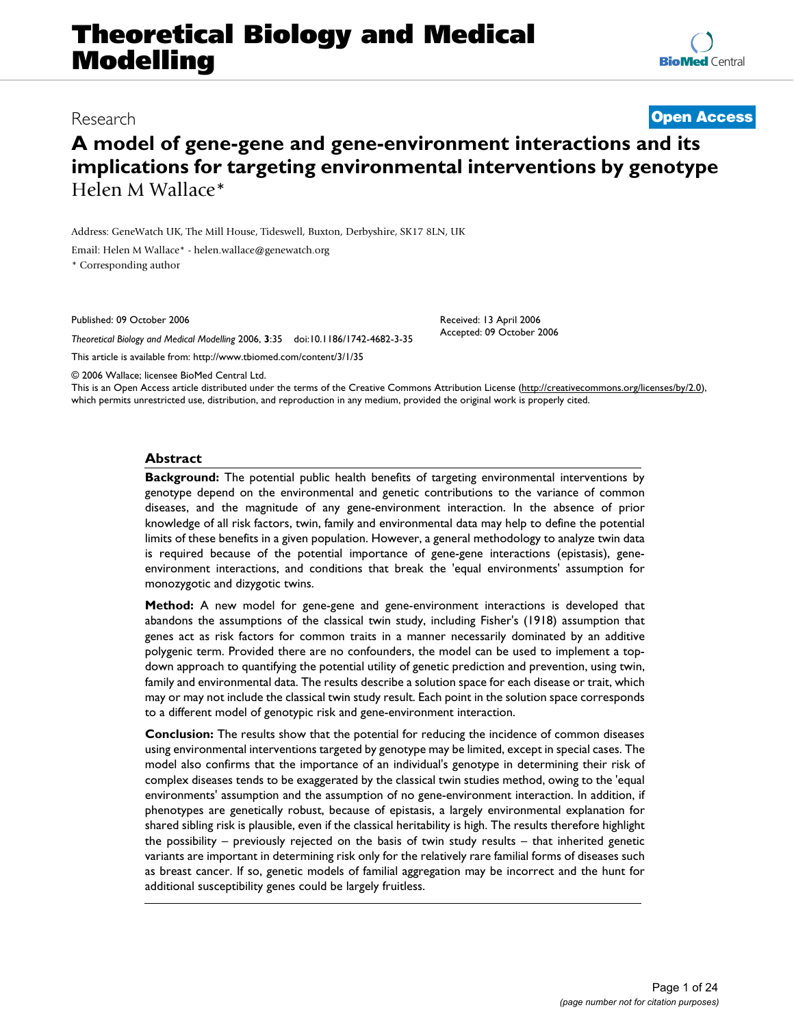# A model of gene-gene and gene-environment interactions and its implications for targeting environmental interventions by genotype

Helen M Wallace*

Address: GeneWatch UK, The Mill House, Tideswell, Buxton, Derbyshire, SK17 8LN, UK

Email: Helen M Wallace* - helen.wallace@genewatch.org

* Corresponding author

Research

Open Access

Published: 09 October 2006

*Theoretical Biology and Medical Modelling* 2006, **3**:35 doi:10.1186/1742-4682-3-35

This article is available from: http://www.tbiomed.com/content/3/1/35

Received: 13 April 2006
Accepted: 09 October 2006

© 2006 Wallace; licensee BioMed Central Ltd.
This is an Open Access article distributed under the terms of the Creative Commons Attribution License (http://creativecommons.org/licenses/by/2.0), which permits unrestricted use, distribution, and reproduction in any medium, provided the original work is properly cited.

## Abstract

**Background:** The potential public health benefits of targeting environmental interventions by genotype depend on the environmental and genetic contributions to the variance of common diseases, and the magnitude of any gene-environment interaction. In the absence of prior knowledge of all risk factors, twin, family and environmental data may help to define the potential limits of these benefits in a given population. However, a general methodology to analyze twin data is required because of the potential importance of gene-gene interactions (epistasis), gene-environment interactions, and conditions that break the 'equal environments' assumption for monozygotic and dizygotic twins.

**Method:** A new model for gene-gene and gene-environment interactions is developed that abandons the assumptions of the classical twin study, including Fisher's (1918) assumption that genes act as risk factors for common traits in a manner necessarily dominated by an additive polygenic term. Provided there are no confounders, the model can be used to implement a top-down approach to quantifying the potential utility of genetic prediction and prevention, using twin, family and environmental data. The results describe a solution space for each disease or trait, which may or may not include the classical twin study result. Each point in the solution space corresponds to a different model of genotypic risk and gene-environment interaction.

**Conclusion:** The results show that the potential for reducing the incidence of common diseases using environmental interventions targeted by genotype may be limited, except in special cases. The model also confirms that the importance of an individual's genotype in determining their risk of complex diseases tends to be exaggerated by the classical twin studies method, owing to the 'equal environments' assumption and the assumption of no gene-environment interaction. In addition, if phenotypes are genetically robust, because of epistasis, a largely environmental explanation for shared sibling risk is plausible, even if the classical heritability is high. The results therefore highlight the possibility – previously rejected on the basis of twin study results – that inherited genetic variants are important in determining risk only for the relatively rare familial forms of diseases such as breast cancer. If so, genetic models of familial aggregation may be incorrect and the hunt for additional susceptibility genes could be largely fruitless.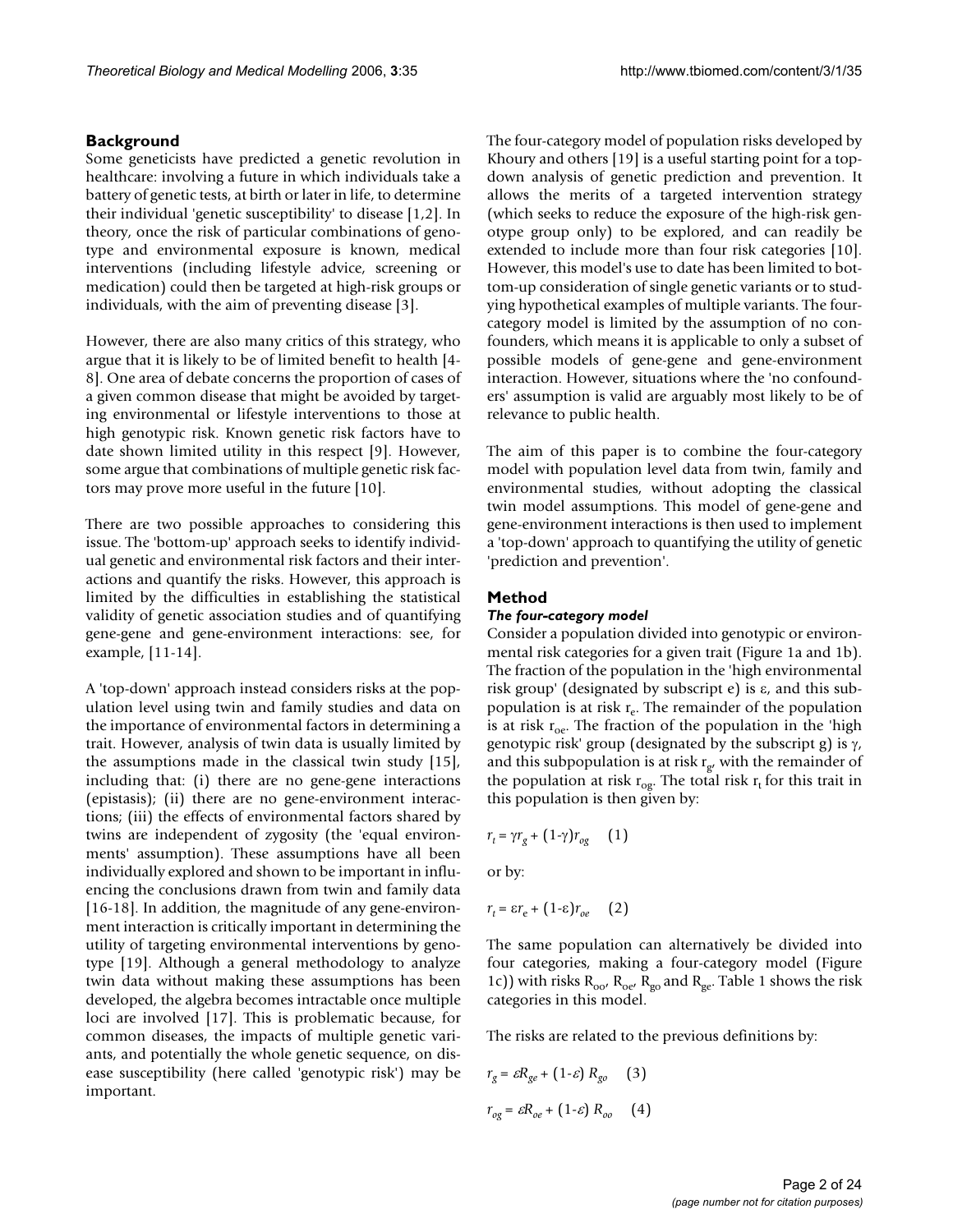## Background

Some geneticists have predicted a genetic revolution in healthcare: involving a future in which individuals take a battery of genetic tests, at birth or later in life, to determine their individual 'genetic susceptibility' to disease [1,2]. In theory, once the risk of particular combinations of genotype and environmental exposure is known, medical interventions (including lifestyle advice, screening or medication) could then be targeted at high-risk groups or individuals, with the aim of preventing disease [3].

However, there are also many critics of this strategy, who argue that it is likely to be of limited benefit to health [4-8]. One area of debate concerns the proportion of cases of a given common disease that might be avoided by targeting environmental or lifestyle interventions to those at high genotypic risk. Known genetic risk factors have to date shown limited utility in this respect [9]. However, some argue that combinations of multiple genetic risk factors may prove more useful in the future [10].

There are two possible approaches to considering this issue. The 'bottom-up' approach seeks to identify individual genetic and environmental risk factors and their interactions and quantify the risks. However, this approach is limited by the difficulties in establishing the statistical validity of genetic association studies and of quantifying gene-gene and gene-environment interactions: see, for example, [11-14].

A 'top-down' approach instead considers risks at the population level using twin and family studies and data on the importance of environmental factors in determining a trait. However, analysis of twin data is usually limited by the assumptions made in the classical twin study [15], including that: (i) there are no gene-gene interactions (epistasis); (ii) there are no gene-environment interactions; (iii) the effects of environmental factors shared by twins are independent of zygosity (the 'equal environments' assumption). These assumptions have all been individually explored and shown to be important in influencing the conclusions drawn from twin and family data [16-18]. In addition, the magnitude of any gene-environment interaction is critically important in determining the utility of targeting environmental interventions by genotype [19]. Although a general methodology to analyze twin data without making these assumptions has been developed, the algebra becomes intractable once multiple loci are involved [17]. This is problematic because, for common diseases, the impacts of multiple genetic variants, and potentially the whole genetic sequence, on disease susceptibility (here called 'genotypic risk') may be important.

The four-category model of population risks developed by Khoury and others [19] is a useful starting point for a top-down analysis of genetic prediction and prevention. It allows the merits of a targeted intervention strategy (which seeks to reduce the exposure of the high-risk genotype group only) to be explored, and can readily be extended to include more than four risk categories [10]. However, this model's use to date has been limited to bottom-up consideration of single genetic variants or to studying hypothetical examples of multiple variants. The four-category model is limited by the assumption of no confounders, which means it is applicable to only a subset of possible models of gene-gene and gene-environment interaction. However, situations where the 'no confounders' assumption is valid are arguably most likely to be of relevance to public health.

The aim of this paper is to combine the four-category model with population level data from twin, family and environmental studies, without adopting the classical twin model assumptions. This model of gene-gene and gene-environment interactions is then used to implement a 'top-down' approach to quantifying the utility of genetic 'prediction and prevention'.

## Method

### *The four-category model*

Consider a population divided into genotypic or environmental risk categories for a given trait (Figure 1a and 1b). The fraction of the population in the 'high environmental risk group' (designated by subscript e) is $\varepsilon$, and this subpopulation is at risk $r_e$. The remainder of the population is at risk $r_{oe}$. The fraction of the population in the 'high genotypic risk' group (designated by the subscript g) is $\gamma$, and this subpopulation is at risk $r_g$, with the remainder of the population at risk $r_{og}$. The total risk $r_t$ for this trait in this population is then given by:

$$r_t = \gamma r_g + (1-\gamma) r_{og} \quad (1)$$

or by:

$$r_t = \varepsilon r_e + (1-\varepsilon) r_{oe} \quad (2)$$

The same population can alternatively be divided into four categories, making a four-category model (Figure 1c)) with risks $R_{oo}$, $R_{oe}$, $R_{go}$ and $R_{ge}$. Table 1 shows the risk categories in this model.

The risks are related to the previous definitions by:

$$r_g = \varepsilon R_{ge} + (1-\varepsilon) R_{go} \quad (3)$$

$$r_{og} = \varepsilon R_{oe} + (1-\varepsilon) R_{oo} \quad (4)$$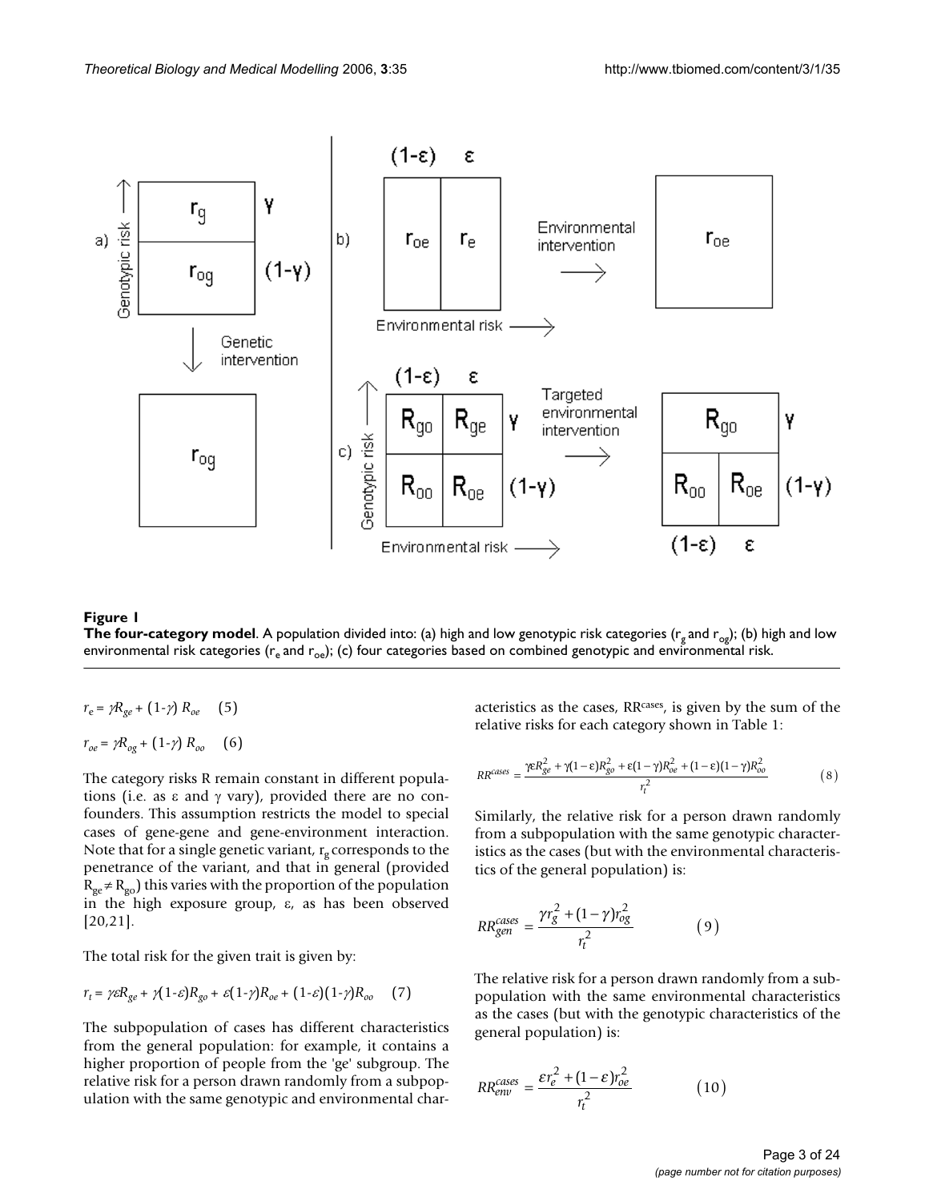**Figure 1**

**The four-category model**. A population divided into: (a) high and low genotypic risk categories ($r_g$ and $r_{og}$); (b) high and low environmental risk categories ($r_e$ and $r_{oe}$); (c) four categories based on combined genotypic and environmental risk.

$$r_e = \gamma R_{ge} + (1\text{-}\gamma)\, R_{oe} \quad (5)$$

$$r_{oe} = \gamma R_{og} + (1\text{-}\gamma)\, R_{oo} \quad (6)$$

The category risks R remain constant in different populations (i.e. as ε and γ vary), provided there are no confounders. This assumption restricts the model to special cases of gene-gene and gene-environment interaction. Note that for a single genetic variant, $r_g$ corresponds to the penetrance of the variant, and that in general (provided $R_{ge} \neq R_{go}$) this varies with the proportion of the population in the high exposure group, ε, as has been observed [20,21].

The total risk for the given trait is given by:

$$r_t = \gamma\varepsilon R_{ge} + \gamma(1\text{-}\varepsilon)R_{go} + \varepsilon(1\text{-}\gamma)R_{oe} + (1\text{-}\varepsilon)(1\text{-}\gamma)R_{oo} \quad (7)$$

The subpopulation of cases has different characteristics from the general population: for example, it contains a higher proportion of people from the 'ge' subgroup. The relative risk for a person drawn randomly from a subpopulation with the same genotypic and environmental characteristics as the cases, $RR^{cases}$, is given by the sum of the relative risks for each category shown in Table 1:

$$RR^{cases} = \frac{\gamma\varepsilon R_{ge}^2 + \gamma(1-\varepsilon)R_{go}^2 + \varepsilon(1-\gamma)R_{oe}^2 + (1-\varepsilon)(1-\gamma)R_{oo}^2}{r_t^2} \quad (8)$$

Similarly, the relative risk for a person drawn randomly from a subpopulation with the same genotypic characteristics as the cases (but with the environmental characteristics of the general population) is:

$$RR_{gen}^{cases} = \frac{\gamma r_g^2 + (1-\gamma)r_{og}^2}{r_t^2} \quad (9)$$

The relative risk for a person drawn randomly from a subpopulation with the same environmental characteristics as the cases (but with the genotypic characteristics of the general population) is:

$$RR_{env}^{cases} = \frac{\varepsilon r_e^2 + (1-\varepsilon)r_{oe}^2}{r_t^2} \quad (10)$$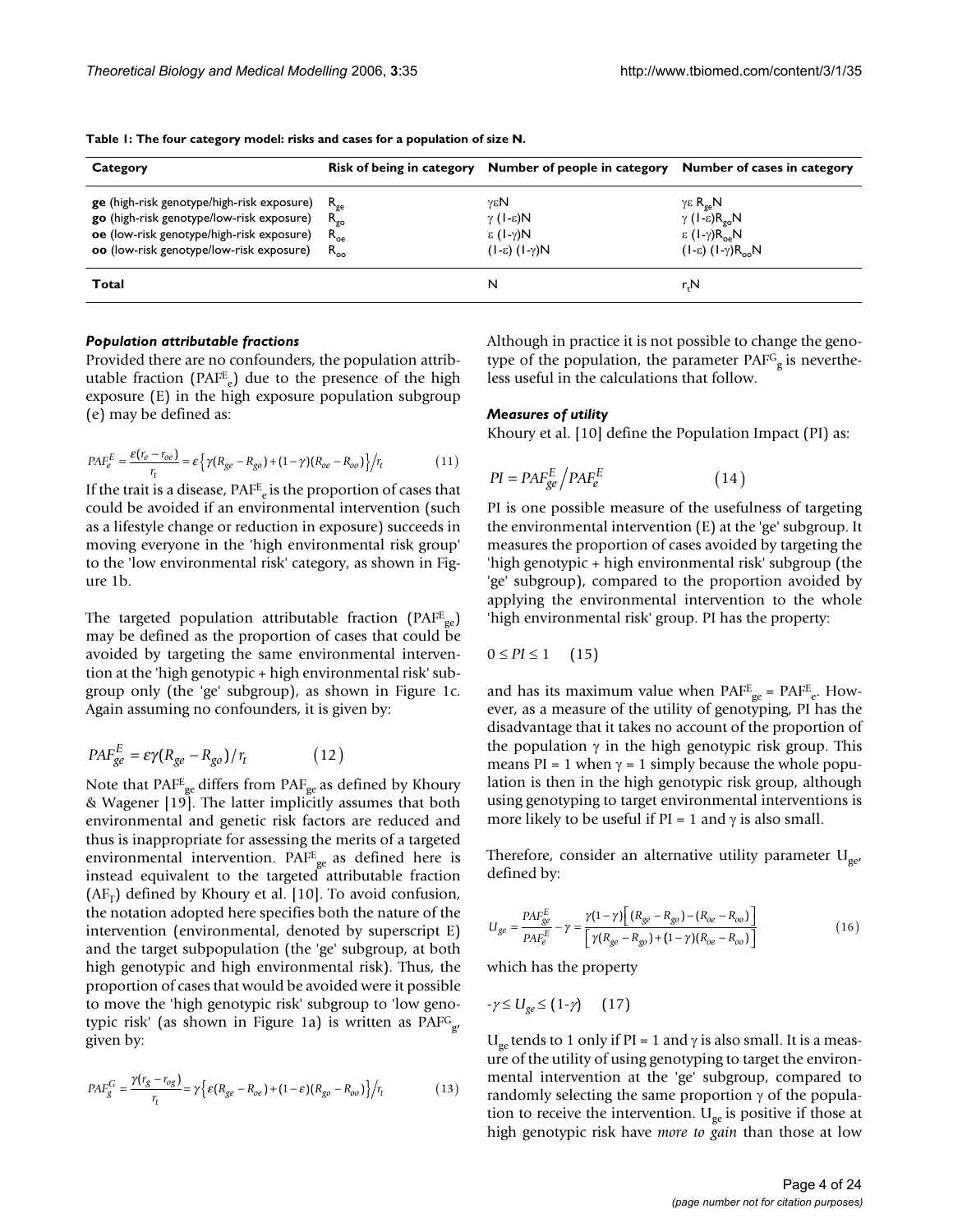**Table 1: The four category model: risks and cases for a population of size N.**

| Category | Risk of being in category | Number of people in category | Number of cases in category |
|---|---|---|---|
| **ge** (high-risk genotype/high-risk exposure) | $R_{ge}$ | $\gamma\varepsilon N$ | $\gamma\varepsilon R_{ge}N$ |
| **go** (high-risk genotype/low-risk exposure) | $R_{go}$ | $\gamma(1-\varepsilon)N$ | $\gamma(1-\varepsilon)R_{go}N$ |
| **oe** (low-risk genotype/high-risk exposure) | $R_{oe}$ | $\varepsilon(1-\gamma)N$ | $\varepsilon(1-\gamma)R_{oe}N$ |
| **oo** (low-risk genotype/low-risk exposure) | $R_{oo}$ | $(1-\varepsilon)(1-\gamma)N$ | $(1-\varepsilon)(1-\gamma)R_{oo}N$ |
| **Total** | | N | $r_tN$ |

### *Population attributable fractions*

Provided there are no confounders, the population attributable fraction ($PAF^E_e$) due to the presence of the high exposure (E) in the high exposure population subgroup (e) may be defined as:

$$PAF_e^E = \frac{\varepsilon(r_e - r_{oe})}{r_t} = \varepsilon\left\{\gamma(R_{ge} - R_{go}) + (1-\gamma)(R_{oe} - R_{oo})\right\}\Big/r_t \qquad (11)$$

If the trait is a disease, $PAF^E_e$ is the proportion of cases that could be avoided if an environmental intervention (such as a lifestyle change or reduction in exposure) succeeds in moving everyone in the 'high environmental risk group' to the 'low environmental risk' category, as shown in Figure 1b.

The targeted population attributable fraction ($PAF^E_{ge}$) may be defined as the proportion of cases that could be avoided by targeting the same environmental intervention at the 'high genotypic + high environmental risk' subgroup only (the 'ge' subgroup), as shown in Figure 1c. Again assuming no confounders, it is given by:

$$PAF_{ge}^E = \varepsilon\gamma(R_{ge} - R_{go})/r_t \qquad (12)$$

Note that $PAF^E_{ge}$ differs from $PAF_{ge}$ as defined by Khoury & Wagener [19]. The latter implicitly assumes that both environmental and genetic risk factors are reduced and thus is inappropriate for assessing the merits of a targeted environmental intervention. $PAF^E_{ge}$ as defined here is instead equivalent to the targeted attributable fraction ($AF_T$) defined by Khoury et al. [10]. To avoid confusion, the notation adopted here specifies both the nature of the intervention (environmental, denoted by superscript E) and the target subpopulation (the 'ge' subgroup, at both high genotypic and high environmental risk). Thus, the proportion of cases that would be avoided were it possible to move the 'high genotypic risk' subgroup to 'low genotypic risk' (as shown in Figure 1a) is written as $PAF^G_g$, given by:

$$PAF_g^G = \frac{\gamma(r_g - r_{og})}{r_t} = \gamma\left\{\varepsilon(R_{ge} - R_{oe}) + (1-\varepsilon)(R_{go} - R_{oo})\right\}\Big/r_t \qquad (13)$$

Although in practice it is not possible to change the genotype of the population, the parameter $PAF^G_g$ is nevertheless useful in the calculations that follow.

### *Measures of utility*

Khoury et al. [10] define the Population Impact (PI) as:

$$PI = PAF_{ge}^E \Big/ PAF_e^E \qquad (14)$$

PI is one possible measure of the usefulness of targeting the environmental intervention (E) at the 'ge' subgroup. It measures the proportion of cases avoided by targeting the 'high genotypic + high environmental risk' subgroup (the 'ge' subgroup), compared to the proportion avoided by applying the environmental intervention to the whole 'high environmental risk' group. PI has the property:

$$0 \le PI \le 1 \qquad (15)$$

and has its maximum value when $PAF^E_{ge} = PAF^E_e$. However, as a measure of the utility of genotyping, PI has the disadvantage that it takes no account of the proportion of the population $\gamma$ in the high genotypic risk group. This means PI = 1 when $\gamma = 1$ simply because the whole population is then in the high genotypic risk group, although using genotyping to target environmental interventions is more likely to be useful if PI = 1 and $\gamma$ is also small.

Therefore, consider an alternative utility parameter $U_{ge}$, defined by:

$$U_{ge} = \frac{PAF_{ge}^E}{PAF_e^E} - \gamma = \frac{\gamma(1-\gamma)\left[(R_{ge} - R_{go}) - (R_{oe} - R_{oo})\right]}{\left[\gamma(R_{ge} - R_{go}) + (1-\gamma)(R_{oe} - R_{oo})\right]} \qquad (16)$$

which has the property

$$-\gamma \le U_{ge} \le (1-\gamma) \qquad (17)$$

$U_{ge}$ tends to 1 only if PI = 1 and $\gamma$ is also small. It is a measure of the utility of using genotyping to target the environmental intervention at the 'ge' subgroup, compared to randomly selecting the same proportion $\gamma$ of the population to receive the intervention. $U_{ge}$ is positive if those at high genotypic risk have *more to gain* than those at low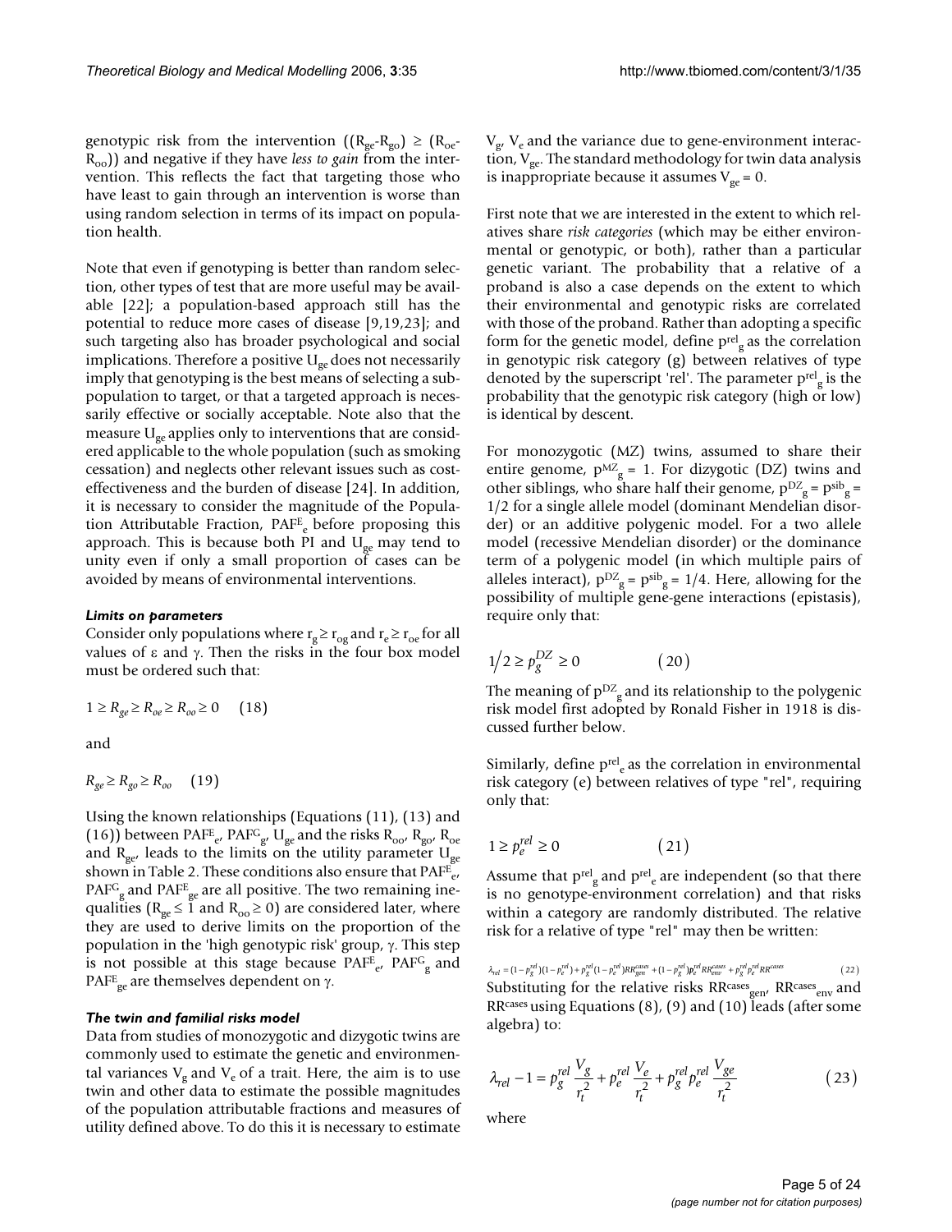genotypic risk from the intervention $((R_{ge}-R_{go}) \geq (R_{oe}-R_{oo}))$ and negative if they have *less to gain* from the intervention. This reflects the fact that targeting those who have least to gain through an intervention is worse than using random selection in terms of its impact on population health.

Note that even if genotyping is better than random selection, other types of test that are more useful may be available [22]; a population-based approach still has the potential to reduce more cases of disease [9,19,23]; and such targeting also has broader psychological and social implications. Therefore a positive $U_{ge}$ does not necessarily imply that genotyping is the best means of selecting a subpopulation to target, or that a targeted approach is necessarily effective or socially acceptable. Note also that the measure $U_{ge}$ applies only to interventions that are considered applicable to the whole population (such as smoking cessation) and neglects other relevant issues such as cost-effectiveness and the burden of disease [24]. In addition, it is necessary to consider the magnitude of the Population Attributable Fraction, $PAF^E_e$ before proposing this approach. This is because both PI and $U_{ge}$ may tend to unity even if only a small proportion of cases can be avoided by means of environmental interventions.

### *Limits on parameters*

Consider only populations where $r_g \geq r_{og}$ and $r_e \geq r_{oe}$ for all values of ε and γ. Then the risks in the four box model must be ordered such that:

$$1 \geq R_{ge} \geq R_{oe} \geq R_{oo} \geq 0 \quad (18)$$

and

$$R_{ge} \geq R_{go} \geq R_{oo} \quad (19)$$

Using the known relationships (Equations (11), (13) and (16)) between $PAF^E_e$, $PAF^G_g$, $U_{ge}$ and the risks $R_{oo}$, $R_{go}$, $R_{oe}$ and $R_{ge}$, leads to the limits on the utility parameter $U_{ge}$ shown in Table 2. These conditions also ensure that $PAF^E_e$, $PAF^G_g$ and $PAF^E_{ge}$ are all positive. The two remaining inequalities ($R_{ge} \leq 1$ and $R_{oo} \geq 0$) are considered later, where they are used to derive limits on the proportion of the population in the 'high genotypic risk' group, γ. This step is not possible at this stage because $PAF^E_e$, $PAF^G_g$ and $PAF^E_{ge}$ are themselves dependent on γ.

### *The twin and familial risks model*

Data from studies of monozygotic and dizygotic twins are commonly used to estimate the genetic and environmental variances $V_g$ and $V_e$ of a trait. Here, the aim is to use twin and other data to estimate the possible magnitudes of the population attributable fractions and measures of utility defined above. To do this it is necessary to estimate $V_g$, $V_e$ and the variance due to gene-environment interaction, $V_{ge}$. The standard methodology for twin data analysis is inappropriate because it assumes $V_{ge} = 0$.

First note that we are interested in the extent to which relatives share *risk categories* (which may be either environmental or genotypic, or both), rather than a particular genetic variant. The probability that a relative of a proband is also a case depends on the extent to which their environmental and genotypic risks are correlated with those of the proband. Rather than adopting a specific form for the genetic model, define $p^{rel}_g$ as the correlation in genotypic risk category (g) between relatives of type denoted by the superscript 'rel'. The parameter $p^{rel}_g$ is the probability that the genotypic risk category (high or low) is identical by descent.

For monozygotic (MZ) twins, assumed to share their entire genome, $p^{MZ}_g = 1$. For dizygotic (DZ) twins and other siblings, who share half their genome, $p^{DZ}_g = p^{sib}_g = 1/2$ for a single allele model (dominant Mendelian disorder) or an additive polygenic model. For a two allele model (recessive Mendelian disorder) or the dominance term of a polygenic model (in which multiple pairs of alleles interact), $p^{DZ}_g = p^{sib}_g = 1/4$. Here, allowing for the possibility of multiple gene-gene interactions (epistasis), require only that:

$$1/2 \geq p^{DZ}_g \geq 0 \quad (20)$$

The meaning of $p^{DZ}_g$ and its relationship to the polygenic risk model first adopted by Ronald Fisher in 1918 is discussed further below.

Similarly, define $p^{rel}_e$ as the correlation in environmental risk category (e) between relatives of type "rel", requiring only that:

$$1 \geq p^{rel}_e \geq 0 \quad (21)$$

Assume that $p^{rel}_g$ and $p^{rel}_e$ are independent (so that there is no genotype-environment correlation) and that risks within a category are randomly distributed. The relative risk for a relative of type "rel" may then be written:

$$\lambda_{rel} = (1-p^{rel}_g)(1-p^{rel}_e) + p^{rel}_g(1-p^{rel}_e)RR^{cases}_{gen} + (1-p^{rel}_g)p^{rel}_e RR^{cases}_{env} + p^{rel}_g p^{rel}_e RR^{cases} \quad (22)$$

Substituting for the relative risks $RR^{cases}_{gen}$, $RR^{cases}_{env}$ and $RR^{cases}$ using Equations (8), (9) and (10) leads (after some algebra) to:

$$\lambda_{rel} - 1 = p^{rel}_g \frac{V_g}{r_t^2} + p^{rel}_e \frac{V_e}{r_t^2} + p^{rel}_g p^{rel}_e \frac{V_{ge}}{r_t^2} \quad (23)$$

where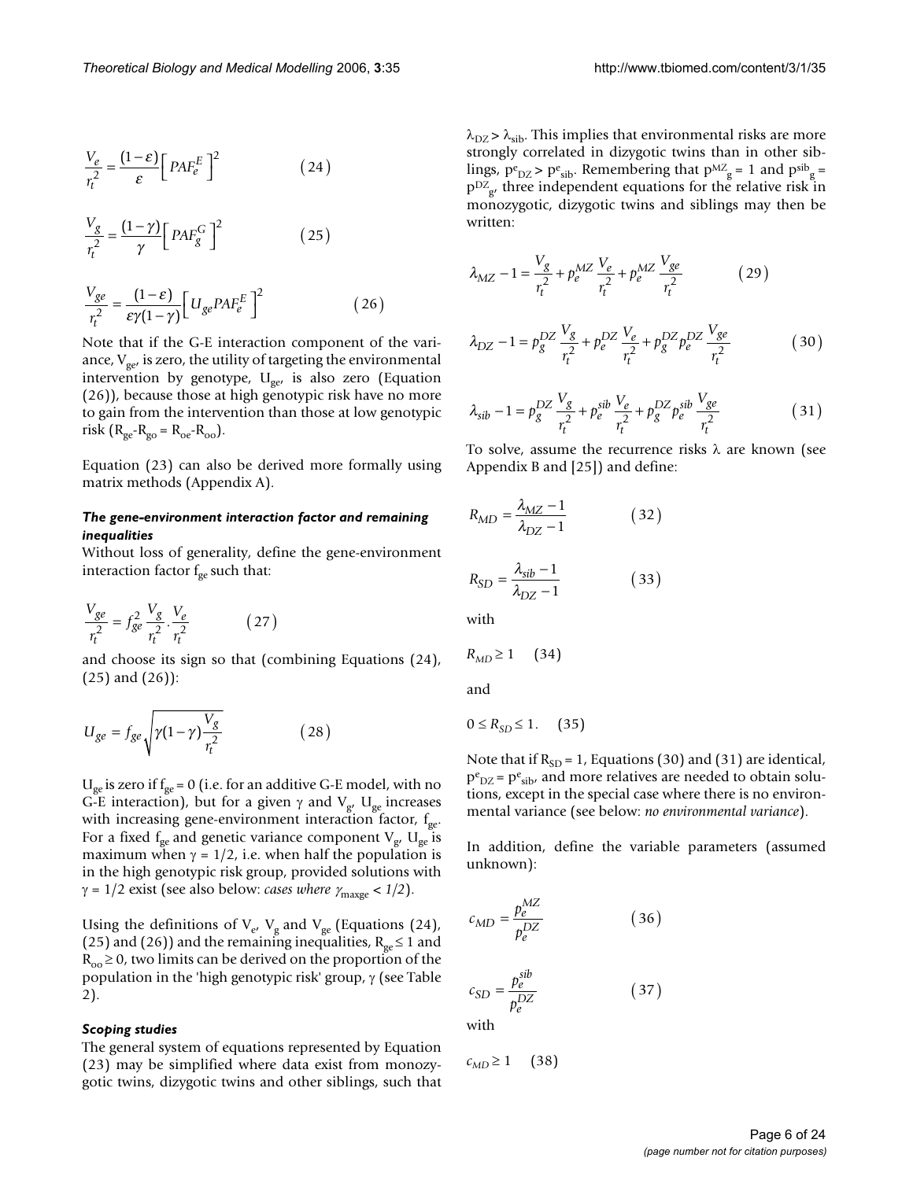$$\frac{V_e}{r_t^2} = \frac{(1-\varepsilon)}{\varepsilon}\left[PAF_e^E\right]^2 \qquad (24)$$

$$\frac{V_g}{r_t^2} = \frac{(1-\gamma)}{\gamma}\left[PAF_g^G\right]^2 \qquad (25)$$

$$\frac{V_{ge}}{r_t^2} = \frac{(1-\varepsilon)}{\varepsilon\gamma(1-\gamma)}\left[U_{ge}PAF_e^E\right]^2 \qquad (26)$$

Note that if the G-E interaction component of the variance, $V_{ge}$, is zero, the utility of targeting the environmental intervention by genotype, $U_{ge}$, is also zero (Equation (26)), because those at high genotypic risk have no more to gain from the intervention than those at low genotypic risk ($R_{ge}$-$R_{go}$ = $R_{oe}$-$R_{oo}$).

Equation (23) can also be derived more formally using matrix methods (Appendix A).

### *The gene-environment interaction factor and remaining inequalities*

Without loss of generality, define the gene-environment interaction factor $f_{ge}$ such that:

$$\frac{V_{ge}}{r_t^2} = f_{ge}^2\frac{V_g}{r_t^2}\cdot\frac{V_e}{r_t^2} \qquad (27)$$

and choose its sign so that (combining Equations (24), (25) and (26)):

$$U_{ge} = f_{ge}\sqrt{\gamma(1-\gamma)\frac{V_g}{r_t^2}} \qquad (28)$$

$U_{ge}$ is zero if $f_{ge} = 0$ (i.e. for an additive G-E model, with no G-E interaction), but for a given $\gamma$ and $V_g$, $U_{ge}$ increases with increasing gene-environment interaction factor, $f_{ge}$. For a fixed $f_{ge}$ and genetic variance component $V_g$, $U_{ge}$ is maximum when $\gamma = 1/2$, i.e. when half the population is in the high genotypic risk group, provided solutions with $\gamma = 1/2$ exist (see also below: *cases where $\gamma_{maxge} < 1/2$*).

Using the definitions of $V_e$, $V_g$ and $V_{ge}$ (Equations (24), (25) and (26)) and the remaining inequalities, $R_{ge} \leq 1$ and $R_{oo} \geq 0$, two limits can be derived on the proportion of the population in the 'high genotypic risk' group, $\gamma$ (see Table 2).

### *Scoping studies*

The general system of equations represented by Equation (23) may be simplified where data exist from monozygotic twins, dizygotic twins and other siblings, such that $\lambda_{DZ} > \lambda_{sib}$. This implies that environmental risks are more strongly correlated in dizygotic twins than in other siblings, $p^e_{DZ} > p^e_{sib}$. Remembering that $p^{MZ}_g = 1$ and $p^{sib}_g = p^{DZ}_g$, three independent equations for the relative risk in monozygotic, dizygotic twins and siblings may then be written:

$$\lambda_{MZ} - 1 = \frac{V_g}{r_t^2} + p_e^{MZ}\frac{V_e}{r_t^2} + p_e^{MZ}\frac{V_{ge}}{r_t^2} \qquad (29)$$

$$\lambda_{DZ} - 1 = p_g^{DZ}\frac{V_g}{r_t^2} + p_e^{DZ}\frac{V_e}{r_t^2} + p_g^{DZ}p_e^{DZ}\frac{V_{ge}}{r_t^2} \qquad (30)$$

$$\lambda_{sib} - 1 = p_g^{DZ}\frac{V_g}{r_t^2} + p_e^{sib}\frac{V_e}{r_t^2} + p_g^{DZ}p_e^{sib}\frac{V_{ge}}{r_t^2} \qquad (31)$$

To solve, assume the recurrence risks $\lambda$ are known (see Appendix B and [25]) and define:

$$R_{MD} = \frac{\lambda_{MZ} - 1}{\lambda_{DZ} - 1} \qquad (32)$$

$$R_{SD} = \frac{\lambda_{sib} - 1}{\lambda_{DZ} - 1} \qquad (33)$$

with

$$R_{MD} \geq 1 \qquad (34)$$

and

$$0 \leq R_{SD} \leq 1. \qquad (35)$$

Note that if $R_{SD} = 1$, Equations (30) and (31) are identical, $p^e_{DZ} = p^e_{sib}$, and more relatives are needed to obtain solutions, except in the special case where there is no environmental variance (see below: *no environmental variance*).

In addition, define the variable parameters (assumed unknown):

$$c_{MD} = \frac{p_e^{MZ}}{p_e^{DZ}} \qquad (36)$$

$$c_{SD} = \frac{p_e^{sib}}{p_e^{DZ}} \qquad (37)$$

with

$$c_{MD} \geq 1 \qquad (38)$$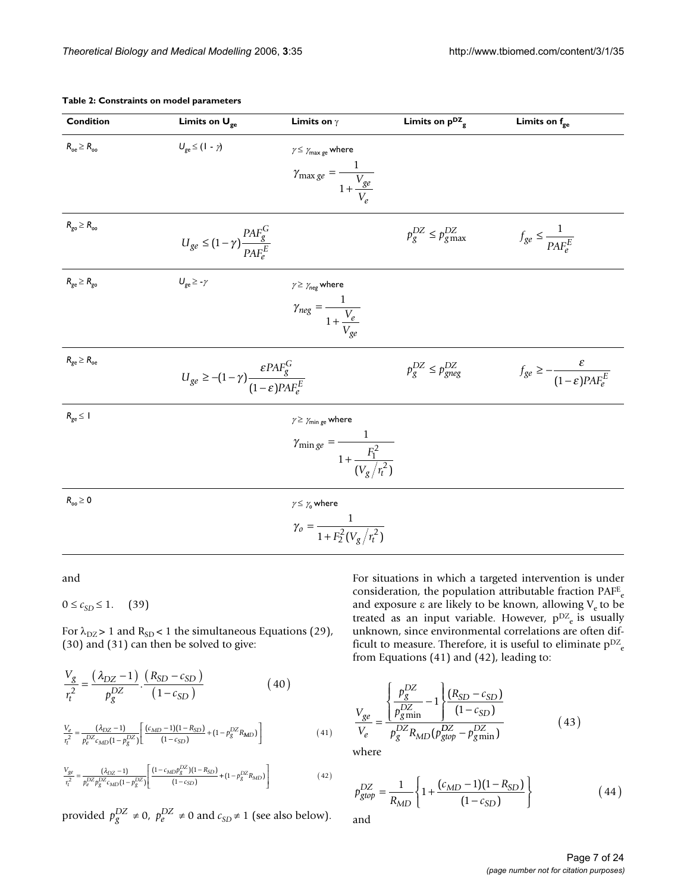**Table 2: Constraints on model parameters**

| Condition | Limits on $U_{ge}$ | Limits on $\gamma$ | Limits on $p^{DZ}_g$ | Limits on $f_{ge}$ |
|---|---|---|---|---|
| $R_{oe} \geq R_{oo}$ | $U_{ge} \leq (1 - \gamma)$ | $\gamma \leq \gamma_{\max ge}$ where $\gamma_{\max ge} = \dfrac{1}{1+\dfrac{V_{ge}}{V_e}}$ | | |
| $R_{go} \geq R_{oo}$ | $U_{ge} \leq (1-\gamma)\dfrac{PAF_g^G}{PAF_e^E}$ | | $p_g^{DZ} \leq p_{g\max}^{DZ}$ | $f_{ge} \leq \dfrac{1}{PAF_e^E}$ |
| $R_{ge} \geq R_{go}$ | $U_{ge} \geq -\gamma$ | $\gamma \geq \gamma_{neg}$ where $\gamma_{neg} = \dfrac{1}{1+\dfrac{V_e}{V_{ge}}}$ | | |
| $R_{ge} \geq R_{oe}$ | $U_{ge} \geq -(1-\gamma)\dfrac{\varepsilon PAF_g^G}{(1-\varepsilon)PAF_e^E}$ | | $p_g^{DZ} \leq p_{gneg}^{DZ}$ | $f_{ge} \geq -\dfrac{\varepsilon}{(1-\varepsilon)PAF_e^E}$ |
| $R_{ge} \leq 1$ | | $\gamma \geq \gamma_{\min ge}$ where $\gamma_{\min ge} = \dfrac{1}{1+\dfrac{F_1^2}{(V_g/r_t^2)}}$ | | |
| $R_{oo} \geq 0$ | | $\gamma \leq \gamma_o$ where $\gamma_o = \dfrac{1}{1+F_2^2(V_g/r_t^2)}$ | | |

and

$$0 \leq c_{SD} \leq 1. \quad (39)$$

For $\lambda_{DZ} > 1$ and $R_{SD} < 1$ the simultaneous Equations (29), (30) and (31) can then be solved to give:

$$\frac{V_g}{r_t^2} = \frac{(\lambda_{DZ}-1)}{p_g^{DZ}} \cdot \frac{(R_{SD}-c_{SD})}{(1-c_{SD})} \quad (40)$$

$$\frac{V_e}{r_t^2} = \frac{(\lambda_{DZ}-1)}{p_e^{DZ} c_{MD}(1-p_g^{DZ})}\left[\frac{(c_{MD}-1)(1-R_{SD})}{(1-c_{SD})} + (1-p_g^{DZ}R_{MD})\right] \quad (41)$$

$$\frac{V_{ge}}{r_t^2} = \frac{(\lambda_{DZ}-1)}{p_e^{DZ} p_g^{DZ} c_{MD}(1-p_g^{DZ})}\left[\frac{(1-c_{MD}p_g^{DZ})(1-R_{SD})}{(1-c_{SD})} + (1-p_g^{DZ}R_{MD})\right] \quad (42)$$

provided $p_g^{DZ} \neq 0$, $p_e^{DZ} \neq 0$ and $c_{SD} \neq 1$ (see also below).

For situations in which a targeted intervention is under consideration, the population attributable fraction $PAF^E_e$ and exposure $\varepsilon$ are likely to be known, allowing $V_e$ to be treated as an input variable. However, $p^{DZ}_e$ is usually unknown, since environmental correlations are often difficult to measure. Therefore, it is useful to eliminate $p^{DZ}_e$ from Equations (41) and (42), leading to:

$$\frac{V_{ge}}{V_e} = \frac{\left\{\dfrac{p_g^{DZ}}{p_{g\min}^{DZ}} - 1\right\}\dfrac{(R_{SD}-c_{SD})}{(1-c_{SD})}}{p_g^{DZ} R_{MD}(p_{gtop}^{DZ} - p_{g\min}^{DZ})} \quad (43)$$

where

$$p_{gtop}^{DZ} = \frac{1}{R_{MD}}\left\{1 + \frac{(c_{MD}-1)(1-R_{SD})}{(1-c_{SD})}\right\} \quad (44)$$

and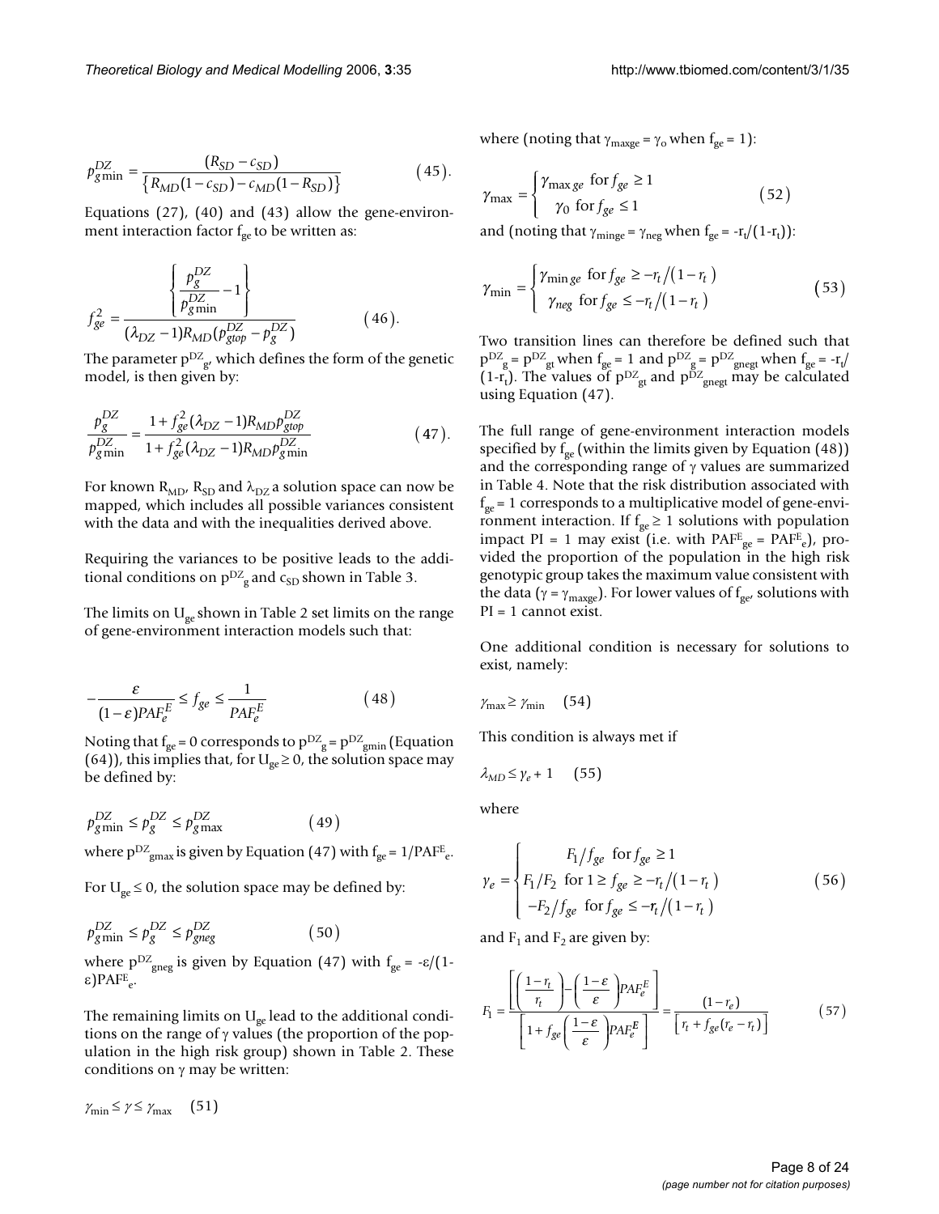$$p_{g\min}^{DZ} = \frac{(R_{SD} - c_{SD})}{\left\{R_{MD}(1 - c_{SD}) - c_{MD}(1 - R_{SD})\right\}} \qquad (45).$$

Equations (27), (40) and (43) allow the gene-environment interaction factor $f_{ge}$ to be written as:

$$f_{ge}^2 = \frac{\left\{\dfrac{p_g^{DZ}}{p_{g\min}^{DZ}} - 1\right\}}{(\lambda_{DZ} - 1)R_{MD}(p_{gtop}^{DZ} - p_g^{DZ})} \qquad (46).$$

The parameter $p^{DZ}_g$, which defines the form of the genetic model, is then given by:

$$\frac{p_g^{DZ}}{p_{g\min}^{DZ}} = \frac{1 + f_{ge}^2(\lambda_{DZ} - 1)R_{MD}p_{gtop}^{DZ}}{1 + f_{ge}^2(\lambda_{DZ} - 1)R_{MD}p_{g\min}^{DZ}} \qquad (47).$$

For known $R_{MD}$, $R_{SD}$ and $\lambda_{DZ}$ a solution space can now be mapped, which includes all possible variances consistent with the data and with the inequalities derived above.

Requiring the variances to be positive leads to the additional conditions on $p^{DZ}_g$ and $c_{SD}$ shown in Table 3.

The limits on $U_{ge}$ shown in Table 2 set limits on the range of gene-environment interaction models such that:

$$-\frac{\varepsilon}{(1-\varepsilon)PAF_e^E} \le f_{ge} \le \frac{1}{PAF_e^E} \qquad (48)$$

Noting that $f_{ge} = 0$ corresponds to $p^{DZ}_g = p^{DZ}_{gmin}$ (Equation (64)), this implies that, for $U_{ge} \ge 0$, the solution space may be defined by:

$$p_{g\min}^{DZ} \le p_g^{DZ} \le p_{g\max}^{DZ} \qquad (49)$$

where $p^{DZ}_{gmax}$ is given by Equation (47) with $f_{ge} = 1/PAF^E_e$.

For $U_{ge} \le 0$, the solution space may be defined by:

$$p_{g\min}^{DZ} \le p_g^{DZ} \le p_{gneg}^{DZ} \qquad (50)$$

where $p^{DZ}_{gneg}$ is given by Equation (47) with $f_{ge} = -\varepsilon/(1-\varepsilon)PAF^E_e$.

The remaining limits on $U_{ge}$ lead to the additional conditions on the range of $\gamma$ values (the proportion of the population in the high risk group) shown in Table 2. These conditions on $\gamma$ may be written:

$$\gamma_{\min} \le \gamma \le \gamma_{\max} \qquad (51)$$

where (noting that $\gamma_{maxge} = \gamma_o$ when $f_{ge} = 1$):

$$\gamma_{\max} = \begin{cases} \gamma_{\max ge} \ \text{for}\ f_{ge} \ge 1 \\ \gamma_0 \ \text{for}\ f_{ge} \le 1 \end{cases} \qquad (52)$$

and (noting that $\gamma_{minge} = \gamma_{neg}$ when $f_{ge} = -r_t/(1-r_t)$):

$$\gamma_{\min} = \begin{cases} \gamma_{\min ge} \ \text{for}\ f_{ge} \ge -r_t/(1-r_t) \\ \gamma_{neg} \ \text{for}\ f_{ge} \le -r_t/(1-r_t) \end{cases} \qquad (53)$$

Two transition lines can therefore be defined such that $p^{DZ}_g = p^{DZ}_{gt}$ when $f_{ge} = 1$ and $p^{DZ}_g = p^{DZ}_{gnegt}$ when $f_{ge} = -r_t/(1-r_t)$. The values of $p^{DZ}_{gt}$ and $p^{DZ}_{gnegt}$ may be calculated using Equation (47).

The full range of gene-environment interaction models specified by $f_{ge}$ (within the limits given by Equation (48)) and the corresponding range of $\gamma$ values are summarized in Table 4. Note that the risk distribution associated with $f_{ge} = 1$ corresponds to a multiplicative model of gene-environment interaction. If $f_{ge} \ge 1$ solutions with population impact PI = 1 may exist (i.e. with $PAF^E_{ge} = PAF^E_e$), provided the proportion of the population in the high risk genotypic group takes the maximum value consistent with the data ($\gamma = \gamma_{maxge}$). For lower values of $f_{ge}$, solutions with PI = 1 cannot exist.

One additional condition is necessary for solutions to exist, namely:

$$\gamma_{\max} \ge \gamma_{\min} \qquad (54)$$

This condition is always met if

$$\lambda_{MD} \le \gamma_e + 1 \qquad (55)$$

where

$$\gamma_e = \begin{cases} F_1/f_{ge} \ \text{for}\ f_{ge} \ge 1 \\ F_1/F_2 \ \text{for}\ 1 \ge f_{ge} \ge -r_t/(1-r_t) \\ -F_2/f_{ge} \ \text{for}\ f_{ge} \le -r_t/(1-r_t) \end{cases} \qquad (56)$$

and $F_1$ and $F_2$ are given by:

$$F_1 = \frac{\left[\left(\dfrac{1-r_t}{r_t}\right) - \left(\dfrac{1-\varepsilon}{\varepsilon}\right)PAF_e^E\right]}{\left[1 + f_{ge}\left(\dfrac{1-\varepsilon}{\varepsilon}\right)PAF_e^E\right]} = \frac{(1-r_e)}{\left[r_t + f_{ge}(r_e - r_t)\right]} \qquad (57)$$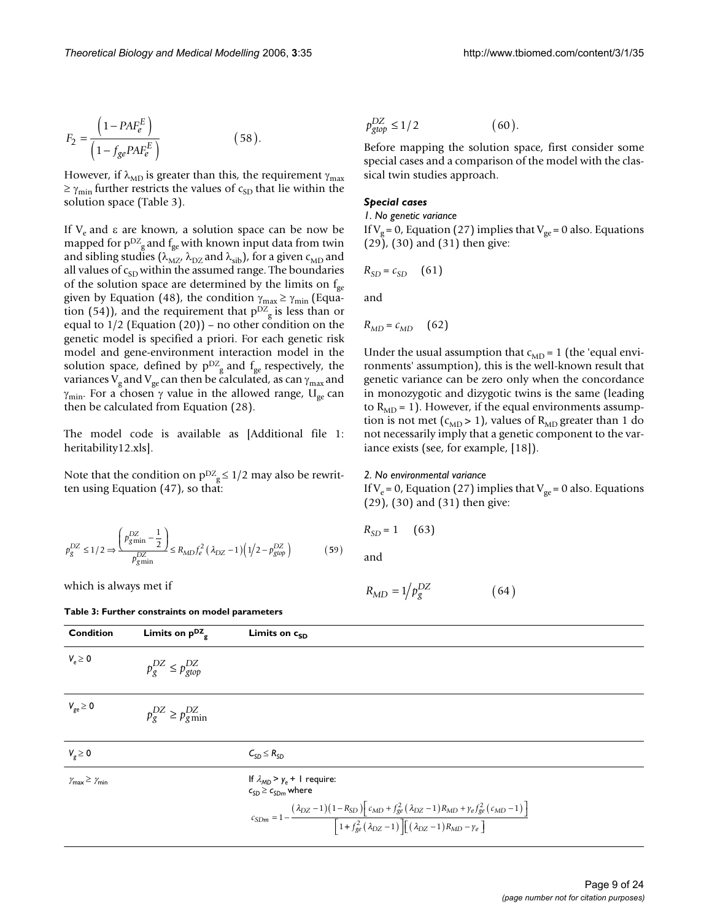$$F_2 = \frac{\left(1 - PAF_e^E\right)}{\left(1 - f_{ge} PAF_e^E\right)} \qquad (58).$$

However, if $\lambda_{MD}$ is greater than this, the requirement $\gamma_{max} \geq \gamma_{min}$ further restricts the values of $c_{SD}$ that lie within the solution space (Table 3).

If $V_e$ and $\varepsilon$ are known, a solution space can be now be mapped for $p^{DZ}_g$ and $f_{ge}$ with known input data from twin and sibling studies ($\lambda_{MZ}$, $\lambda_{DZ}$ and $\lambda_{sib}$), for a given $c_{MD}$ and all values of $c_{SD}$ within the assumed range. The boundaries of the solution space are determined by the limits on $f_{ge}$ given by Equation (48), the condition $\gamma_{max} \geq \gamma_{min}$ (Equation (54)), and the requirement that $p^{DZ}_g$ is less than or equal to 1/2 (Equation (20)) – no other condition on the genetic model is specified a priori. For each genetic risk model and gene-environment interaction model in the solution space, defined by $p^{DZ}_g$ and $f_{ge}$ respectively, the variances $V_g$ and $V_{ge}$ can then be calculated, as can $\gamma_{max}$ and $\gamma_{min}$. For a chosen $\gamma$ value in the allowed range, $U_{ge}$ can then be calculated from Equation (28).

The model code is available as [Additional file 1: heritability12.xls].

Note that the condition on $p^{DZ}_g \leq 1/2$ may also be rewritten using Equation (47), so that:

$$p_g^{DZ} \leq 1/2 \Rightarrow \frac{\left(p_{g\min}^{DZ} - \frac{1}{2}\right)}{p_{g\min}^{DZ}} \leq R_{MD} f_e^2 \left(\lambda_{DZ} - 1\right)\left(1/2 - p_{gtop}^{DZ}\right) \qquad (59)$$

which is always met if

$$p_{gtop}^{DZ} \leq 1/2 \qquad (60).$$

Before mapping the solution space, first consider some special cases and a comparison of the model with the classical twin studies approach.

### *Special cases*

*1. No genetic variance*

If $V_g = 0$, Equation (27) implies that $V_{ge} = 0$ also. Equations (29), (30) and (31) then give:

$$R_{SD} = c_{SD} \qquad (61)$$

and

$$R_{MD} = c_{MD} \qquad (62)$$

Under the usual assumption that $c_{MD} = 1$ (the 'equal environments' assumption), this is the well-known result that genetic variance can be zero only when the concordance in monozygotic and dizygotic twins is the same (leading to $R_{MD} = 1$). However, if the equal environments assumption is not met ($c_{MD} > 1$), values of $R_{MD}$ greater than 1 do not necessarily imply that a genetic component to the variance exists (see, for example, [18]).

*2. No environmental variance*

If $V_e = 0$, Equation (27) implies that $V_{ge} = 0$ also. Equations (29), (30) and (31) then give:

$$R_{SD} = 1 \qquad (63)$$

and

$$R_{MD} = 1/p_g^{DZ} \qquad (64)$$

**Table 3: Further constraints on model parameters**

| Condition | Limits on $p^{DZ}_g$ | Limits on $c_{SD}$ |
| --- | --- | --- |
| $V_e \geq 0$ | $p_g^{DZ} \leq p_{gtop}^{DZ}$ | |
| $V_{ge} \geq 0$ | $p_g^{DZ} \geq p_{g\min}^{DZ}$ | |
| $V_g \geq 0$ | | $C_{SD} \leq R_{SD}$ |
| $\gamma_{max} \geq \gamma_{min}$ | | If $\lambda_{MD} > \gamma_e + 1$ require: $c_{SD} \geq c_{SDm}$ where $c_{SDm} = 1 - \frac{(\lambda_{DZ}-1)(1-R_{SD})\left[c_{MD} + f_{ge}^2(\lambda_{DZ}-1)R_{MD} + \gamma_e f_{ge}^2 (c_{MD}-1)\right]}{\left[1 + f_{ge}^2(\lambda_{DZ}-1)\right]\left[(\lambda_{DZ}-1)R_{MD} - \gamma_e\right]}$ |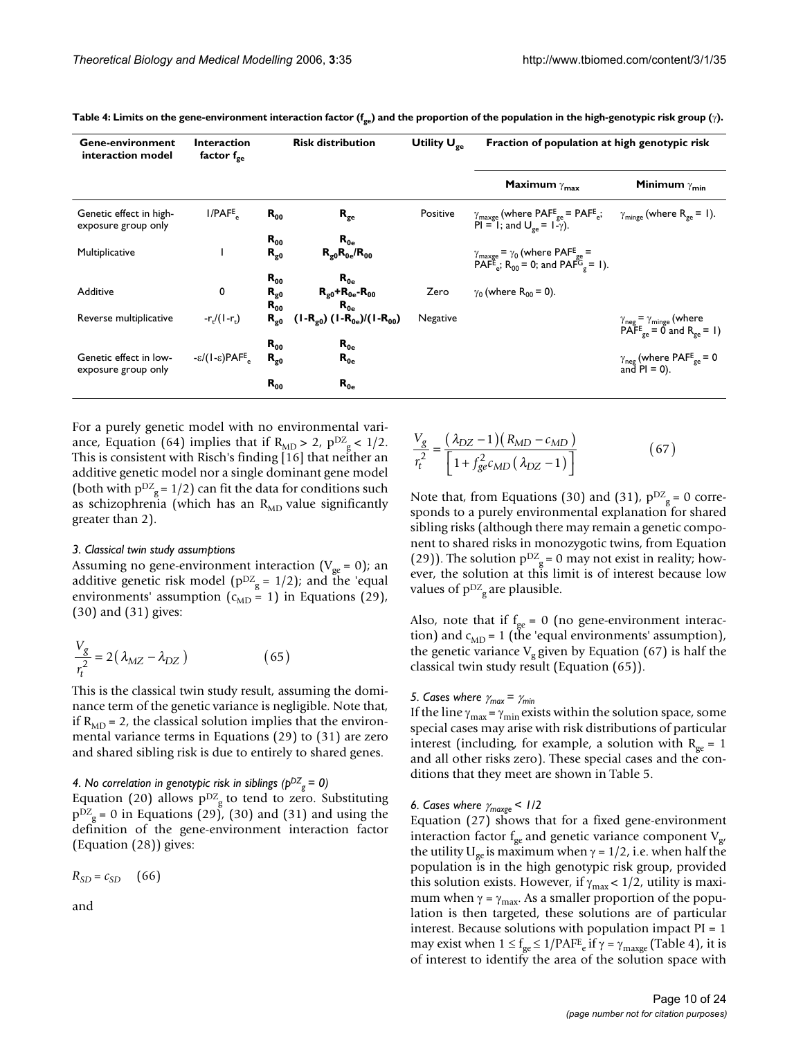**Table 4: Limits on the gene-environment interaction factor ($f_{ge}$) and the proportion of the population in the high-genotypic risk group ($\gamma$).**

| Gene-environment interaction model | Interaction factor $f_{ge}$ | Risk distribution | | Utility $U_{ge}$ | Fraction of population at high genotypic risk | |
|---|---|---|---|---|---|---|
| | | | | | Maximum $\gamma_{max}$ | Minimum $\gamma_{min}$ |
| Genetic effect in high-exposure group only | $1/PAF^E_e$ | $R_{00}$ | $R_{ge}$ | Positive | $\gamma_{maxge}$ (where $PAF^E_{ge} = PAF^E_e$; $PI = 1$; and $U_{ge} = 1-\gamma$). | $\gamma_{minge}$ (where $R_{ge} = 1$). |
| | | $R_{00}$ | $R_{0e}$ | | | |
| Multiplicative | 1 | $R_{g0}$ | $R_{g0}R_{0e}/R_{00}$ | | $\gamma_{maxge} = \gamma_0$ (where $PAF^E_{ge} = PAF^E_e$; $R_{00} = 0$; and $PAF^G_g = 1$). | |
| | | $R_{00}$ | $R_{0e}$ | | | |
| Additive | 0 | $R_{g0}$ | $R_{g0}+R_{0e}-R_{00}$ | Zero | $\gamma_0$ (where $R_{00} = 0$). | |
| | | $R_{00}$ | $R_{0e}$ | | | |
| Reverse multiplicative | $-r_t/(1-r_t)$ | $R_{g0}$ | $(1-R_{g0})(1-R_{0e})/(1-R_{00})$ | Negative | | $\gamma_{neg} = \gamma_{minge}$ (where $PAF^E_{ge} = 0$ and $R_{ge} = 1$) |
| | | $R_{00}$ | $R_{0e}$ | | | |
| Genetic effect in low-exposure group only | $-\varepsilon/(1-\varepsilon)PAF^E_e$ | $R_{g0}$ | $R_{0e}$ | | | $\gamma_{neg}$ (where $PAF^E_{ge} = 0$ and $PI = 0$). |
| | | $R_{00}$ | $R_{0e}$ | | | |

For a purely genetic model with no environmental variance, Equation (64) implies that if $R_{MD} > 2$, $p^{DZ}_g < 1/2$. This is consistent with Risch's finding [16] that neither an additive genetic model nor a single dominant gene model (both with $p^{DZ}_g = 1/2$) can fit the data for conditions such as schizophrenia (which has an $R_{MD}$ value significantly greater than 2).

*3. Classical twin study assumptions*

Assuming no gene-environment interaction ($V_{ge} = 0$); an additive genetic risk model ($p^{DZ}_g = 1/2$); and the 'equal environments' assumption ($c_{MD} = 1$) in Equations (29), (30) and (31) gives:

$$\frac{V_g}{r_t^2} = 2(\lambda_{MZ} - \lambda_{DZ}) \qquad (65)$$

This is the classical twin study result, assuming the dominance term of the genetic variance is negligible. Note that, if $R_{MD} = 2$, the classical solution implies that the environmental variance terms in Equations (29) to (31) are zero and shared sibling risk is due to entirely to shared genes.

*4. No correlation in genotypic risk in siblings ($p^{DZ}_g = 0$)*

Equation (20) allows $p^{DZ}_g$ to tend to zero. Substituting $p^{DZ}_g = 0$ in Equations (29), (30) and (31) and using the definition of the gene-environment interaction factor (Equation (28)) gives:

$$R_{SD} = c_{SD} \qquad (66)$$

and

$$\frac{V_g}{r_t^2} = \frac{(\lambda_{DZ} - 1)(R_{MD} - c_{MD})}{\left[1 + f_{ge}^2 c_{MD}(\lambda_{DZ} - 1)\right]} \qquad (67)$$

Note that, from Equations (30) and (31), $p^{DZ}_g = 0$ corresponds to a purely environmental explanation for shared sibling risks (although there may remain a genetic component to shared risks in monozygotic twins, from Equation (29)). The solution $p^{DZ}_g = 0$ may not exist in reality; however, the solution at this limit is of interest because low values of $p^{DZ}_g$ are plausible.

Also, note that if $f_{ge} = 0$ (no gene-environment interaction) and $c_{MD} = 1$ (the 'equal environments' assumption), the genetic variance $V_g$ given by Equation (67) is half the classical twin study result (Equation (65)).

*5. Cases where $\gamma_{max} = \gamma_{min}$*

If the line $\gamma_{max} = \gamma_{min}$ exists within the solution space, some special cases may arise with risk distributions of particular interest (including, for example, a solution with $R_{ge} = 1$ and all other risks zero). These special cases and the conditions that they meet are shown in Table 5.

*6. Cases where $\gamma_{maxge} < 1/2$*

Equation (27) shows that for a fixed gene-environment interaction factor $f_{ge}$ and genetic variance component $V_g$, the utility $U_{ge}$ is maximum when $\gamma = 1/2$, i.e. when half the population is in the high genotypic risk group, provided this solution exists. However, if $\gamma_{max} < 1/2$, utility is maximum when $\gamma = \gamma_{max}$. As a smaller proportion of the population is then targeted, these solutions are of particular interest. Because solutions with population impact $PI = 1$ may exist when $1 \le f_{ge} \le 1/PAF^E_e$ if $\gamma = \gamma_{maxge}$ (Table 4), it is of interest to identify the area of the solution space with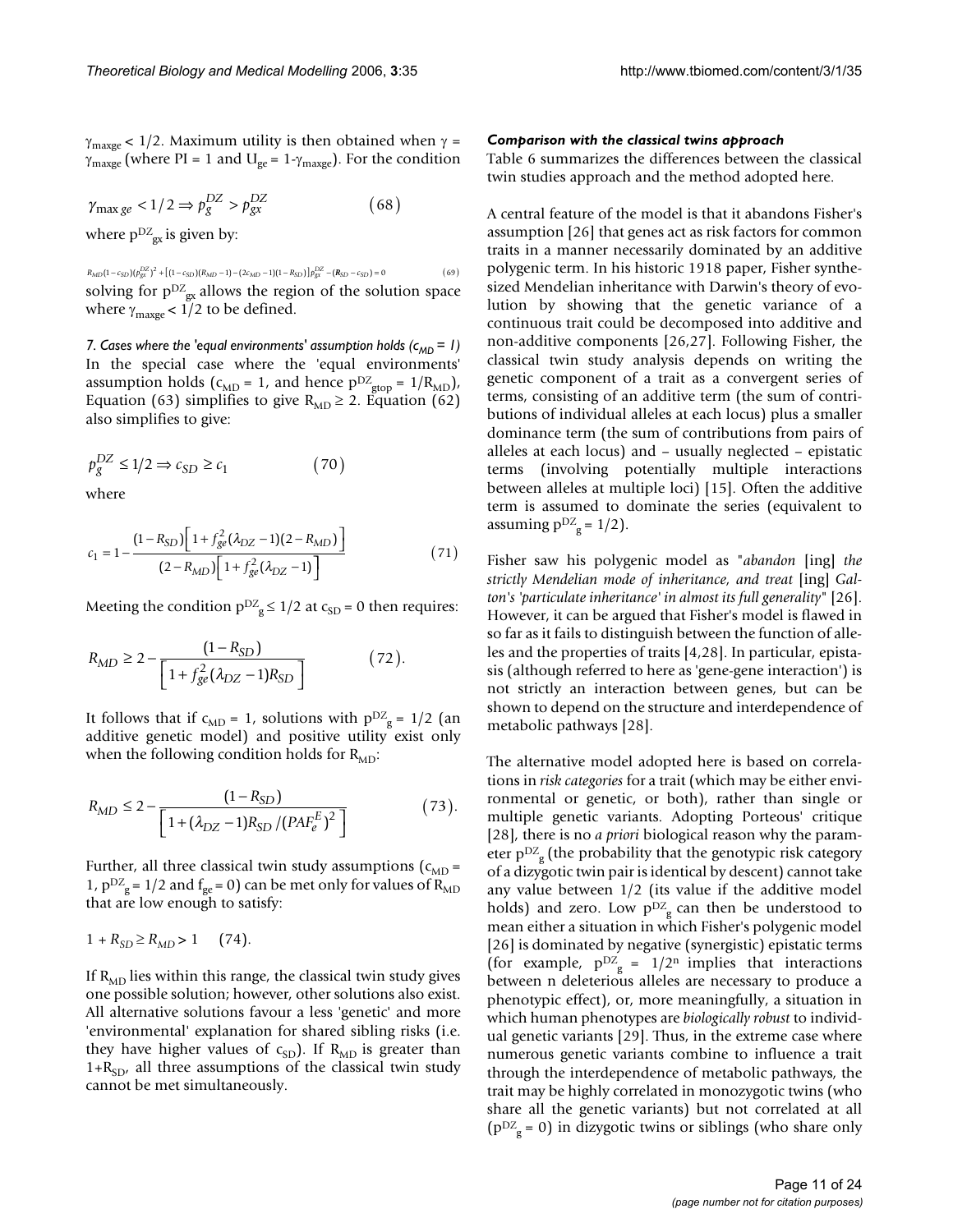$\gamma_{maxge} < 1/2$. Maximum utility is then obtained when $\gamma = \gamma_{maxge}$ (where PI = 1 and $U_{ge} = 1-\gamma_{maxge}$). For the condition

$$\gamma_{\max ge} < 1/2 \Rightarrow p_g^{DZ} > p_{gx}^{DZ} \qquad (68)$$

where $p^{DZ}_{gx}$ is given by:

$$R_{MD}(1-c_{SD})(p_{gx}^{DZ})^2 + \left[(1-c_{SD})(R_{MD}-1)-(2c_{MD}-1)(1-R_{SD})\right]p_{gx}^{DZ} - (R_{SD}-c_{SD}) = 0 \qquad (69)$$

solving for $p^{DZ}_{gx}$ allows the region of the solution space where $\gamma_{maxge} < 1/2$ to be defined.

*7. Cases where the 'equal environments' assumption holds ($c_{MD} = 1$)*

In the special case where the 'equal environments' assumption holds ($c_{MD} = 1$, and hence $p^{DZ}_{gtop} = 1/R_{MD}$), Equation (63) simplifies to give $R_{MD} \geq 2$. Equation (62) also simplifies to give:

$$p_g^{DZ} \leq 1/2 \Rightarrow c_{SD} \geq c_1 \qquad (70)$$

where

$$c_1 = 1 - \frac{(1-R_{SD})\left[1+f_{ge}^2(\lambda_{DZ}-1)(2-R_{MD})\right]}{(2-R_{MD})\left[1+f_{ge}^2(\lambda_{DZ}-1)\right]} \qquad (71)$$

Meeting the condition $p^{DZ}_g \leq 1/2$ at $c_{SD} = 0$ then requires:

$$R_{MD} \geq 2 - \frac{(1-R_{SD})}{\left[1+f_{ge}^2(\lambda_{DZ}-1)R_{SD}\right]} \qquad (72).$$

It follows that if $c_{MD} = 1$, solutions with $p^{DZ}_g = 1/2$ (an additive genetic model) and positive utility exist only when the following condition holds for $R_{MD}$:

$$R_{MD} \leq 2 - \frac{(1-R_{SD})}{\left[1+(\lambda_{DZ}-1)R_{SD}/(PAF_e^E)^2\right]} \qquad (73).$$

Further, all three classical twin study assumptions ($c_{MD} = 1$, $p^{DZ}_g = 1/2$ and $f_{ge} = 0$) can be met only for values of $R_{MD}$ that are low enough to satisfy:

$$1 + R_{SD} \geq R_{MD} > 1 \qquad (74).$$

If $R_{MD}$ lies within this range, the classical twin study gives one possible solution; however, other solutions also exist. All alternative solutions favour a less 'genetic' and more 'environmental' explanation for shared sibling risks (i.e. they have higher values of $c_{SD}$). If $R_{MD}$ is greater than $1+R_{SD}$, all three assumptions of the classical twin study cannot be met simultaneously.

### *Comparison with the classical twins approach*

Table 6 summarizes the differences between the classical twin studies approach and the method adopted here.

A central feature of the model is that it abandons Fisher's assumption [26] that genes act as risk factors for common traits in a manner necessarily dominated by an additive polygenic term. In his historic 1918 paper, Fisher synthesized Mendelian inheritance with Darwin's theory of evolution by showing that the genetic variance of a continuous trait could be decomposed into additive and non-additive components [26,27]. Following Fisher, the classical twin study analysis depends on writing the genetic component of a trait as a convergent series of terms, consisting of an additive term (the sum of contributions of individual alleles at each locus) plus a smaller dominance term (the sum of contributions from pairs of alleles at each locus) and – usually neglected – epistatic terms (involving potentially multiple interactions between alleles at multiple loci) [15]. Often the additive term is assumed to dominate the series (equivalent to assuming $p^{DZ}_g = 1/2$).

Fisher saw his polygenic model as "*abandon* [ing] *the strictly Mendelian mode of inheritance, and treat* [ing] *Galton's 'particulate inheritance' in almost its full generality*" [26]. However, it can be argued that Fisher's model is flawed in so far as it fails to distinguish between the function of alleles and the properties of traits [4,28]. In particular, epistasis (although referred to here as 'gene-gene interaction') is not strictly an interaction between genes, but can be shown to depend on the structure and interdependence of metabolic pathways [28].

The alternative model adopted here is based on correlations in *risk categories* for a trait (which may be either environmental or genetic, or both), rather than single or multiple genetic variants. Adopting Porteous' critique [28], there is no *a priori* biological reason why the parameter $p^{DZ}_g$ (the probability that the genotypic risk category of a dizygotic twin pair is identical by descent) cannot take any value between 1/2 (its value if the additive model holds) and zero. Low $p^{DZ}_g$ can then be understood to mean either a situation in which Fisher's polygenic model [26] is dominated by negative (synergistic) epistatic terms (for example, $p^{DZ}_g = 1/2^n$ implies that interactions between n deleterious alleles are necessary to produce a phenotypic effect), or, more meaningfully, a situation in which human phenotypes are *biologically robust* to individual genetic variants [29]. Thus, in the extreme case where numerous genetic variants combine to influence a trait through the interdependence of metabolic pathways, the trait may be highly correlated in monozygotic twins (who share all the genetic variants) but not correlated at all ($p^{DZ}_g = 0$) in dizygotic twins or siblings (who share only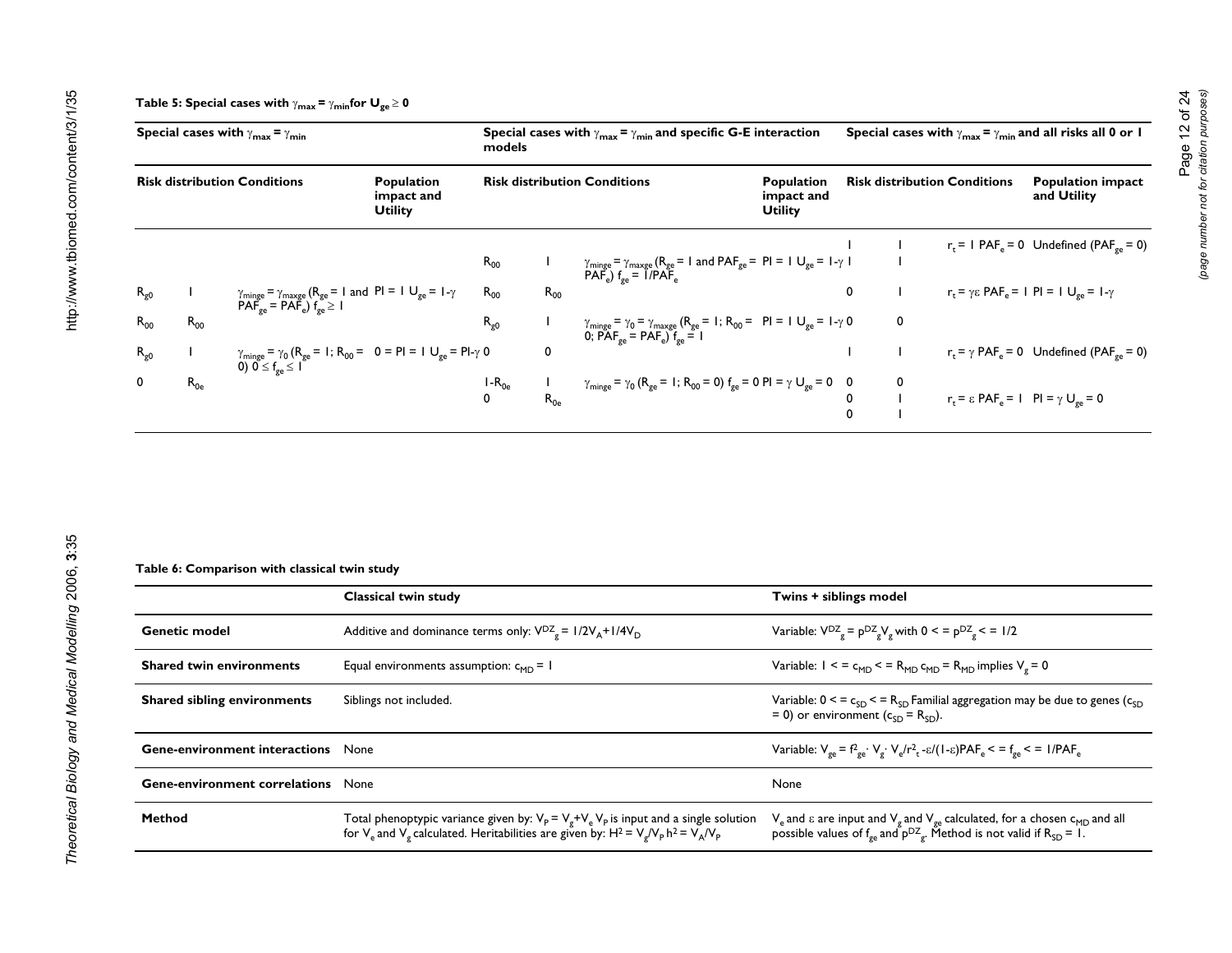**Table 5: Special cases with $\gamma_{max} = \gamma_{min}$ for $U_{ge} \geq 0$**

| Special cases with $\gamma_{max} = \gamma_{min}$ | | | | Special cases with $\gamma_{max} = \gamma_{min}$ and specific G-E interaction models | | | | Special cases with $\gamma_{max} = \gamma_{min}$ and all risks all 0 or 1 | | | |
|---|---|---|---|---|---|---|---|---|---|---|---|
| **Risk distribution Conditions** | | | **Population impact and Utility** | **Risk distribution Conditions** | | | **Population impact and Utility** | **Risk distribution Conditions** | | | **Population impact and Utility** |
| | | | | | | | | 1 | 1 | $r_t = 1$ $PAF_e = 0$ | Undefined ($PAF_{ge} = 0$) |
| | | | | $R_{00}$ | 1 | $\gamma_{minge} = \gamma_{maxge}$ ($R_{ge} = 1$ and $PAF_{ge} = PAF_e$) $f_{ge} = 1/PAF_e$ | $PI = 1$ $U_{ge} = 1-\gamma$ | | 1 | | |
| $R_{g0}$ | 1 | $\gamma_{minge} = \gamma_{maxge}$ ($R_{ge} = 1$ and $PAF_{ge} = PAF_e$) $f_{ge} \geq 1$ | $PI = 1$ $U_{ge} = 1-\gamma$ | $R_{00}$ | $R_{00}$ | | | 0 | 1 | $r_t = \gamma\varepsilon$ $PAF_e = 1$ | $PI = 1$ $U_{ge} = 1-\gamma$ |
| $R_{00}$ | $R_{00}$ | | | $R_{g0}$ | 1 | $\gamma_{minge} = \gamma_0 = \gamma_{maxge}$ ($R_{ge} = 1$; $R_{00} = 0$; $PAF_{ge} = PAF_e$) $f_{ge} = 1$ | $PI = 1$ $U_{ge} = 1-\gamma$ | | 0 | | |
| $R_{g0}$ | 1 | $\gamma_{minge} = \gamma_0$ ($R_{ge} = 1$; $R_{00} = 0$) $0 \leq f_{ge} \leq 1$ | $0 = PI = 1$ $U_{ge} = PI-\gamma$ | 0 | 0 | | | 1 | 1 | $r_t = \gamma$ $PAF_e = 0$ | Undefined ($PAF_{ge} = 0$) |
| 0 | $R_{0e}$ | | | $1-R_{0e}$ | 1 | $\gamma_{minge} = \gamma_0$ ($R_{ge} = 1$; $R_{00} = 0$) $f_{ge} = 0$ | $PI = \gamma$ $U_{ge} = 0$ | 0 | 0 | | |
| | | | | 0 | $R_{0e}$ | | | 0 | 1 | $r_t = \varepsilon$ $PAF_e = 1$ | $PI = \gamma$ $U_{ge} = 0$ |
| | | | | | | | | 0 | 1 | | |

**Table 6: Comparison with classical twin study**

| | Classical twin study | Twins + siblings model |
|---|---|---|
| **Genetic model** | Additive and dominance terms only: $V^{DZ}_g = 1/2V_A + 1/4V_D$ | Variable: $V^{DZ}_g = p^{DZ}_g V_g$ with $0 <= p^{DZ}_g <= 1/2$ |
| **Shared twin environments** | Equal environments assumption: $c_{MD} = 1$ | Variable: $1 <= c_{MD} <= R_{MD}$ $c_{MD} = R_{MD}$ implies $V_g = 0$ |
| **Shared sibling environments** | Siblings not included. | Variable: $0 <= c_{SD} <= R_{SD}$ Familial aggregation may be due to genes ($c_{SD} = 0$) or environment ($c_{SD} = R_{SD}$). |
| **Gene-environment interactions** | None | Variable: $V_{ge} = f^2_{ge} \cdot V_g \cdot V_e / r^2_t$ $-\varepsilon/(1-\varepsilon)PAF_e <= f_{ge} <= 1/PAF_e$ |
| **Gene-environment correlations** | None | None |
| **Method** | Total phenopytypic variance given by: $V_P = V_g + V_e$ $V_P$ is input and a single solution for $V_e$ and $V_g$ calculated. Heritabilities are given by: $H^2 = V_g/V_P$ $h^2 = V_A/V_P$ | $V_e$ and $\varepsilon$ are input and $V_g$ and $V_{ge}$ calculated, for a chosen $c_{MD}$ and all possible values of $f_{ge}$ and $p^{DZ}_g$. Method is not valid if $R_{SD} = 1$. |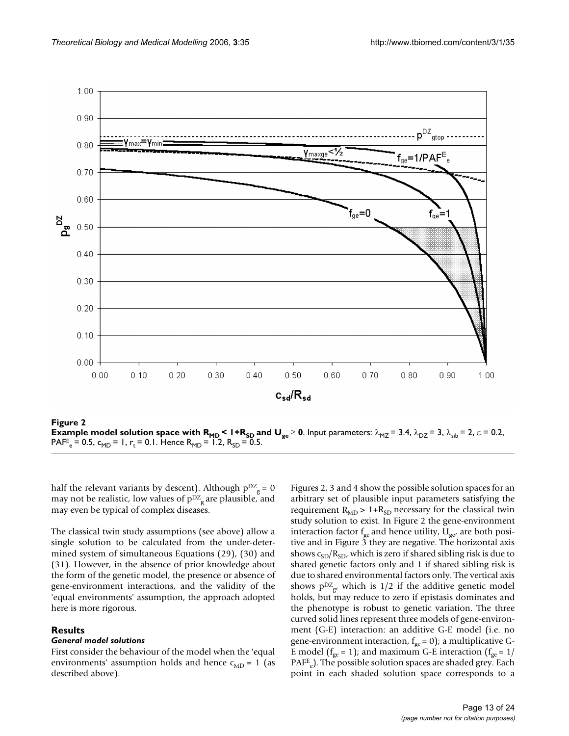**Figure 2**
**Example model solution space with $R_{MD} < 1+R_{SD}$ and $U_{ge} \geq 0$**. Input parameters: $\lambda_{MZ} = 3.4$, $\lambda_{DZ} = 3$, $\lambda_{sib} = 2$, $\varepsilon = 0.2$, $PAF^{E}_{e} = 0.5$, $c_{MD} = 1$, $r_t = 0.1$. Hence $R_{MD} = 1.2$, $R_{SD} = 0.5$.

half the relevant variants by descent). Although $p^{DZ}_{g} = 0$ may not be realistic, low values of $p^{DZ}_{g}$ are plausible, and may even be typical of complex diseases.

The classical twin study assumptions (see above) allow a single solution to be calculated from the under-determined system of simultaneous Equations (29), (30) and (31). However, in the absence of prior knowledge about the form of the genetic model, the presence or absence of gene-environment interactions, and the validity of the 'equal environments' assumption, the approach adopted here is more rigorous.

## Results

### *General model solutions*

First consider the behaviour of the model when the 'equal environments' assumption holds and hence $c_{MD} = 1$ (as described above).

Figures 2, 3 and 4 show the possible solution spaces for an arbitrary set of plausible input parameters satisfying the requirement $R_{MD} > 1+R_{SD}$ necessary for the classical twin study solution to exist. In Figure 2 the gene-environment interaction factor $f_{ge}$ and hence utility, $U_{ge}$, are both positive and in Figure 3 they are negative. The horizontal axis shows $c_{SD}/R_{SD}$, which is zero if shared sibling risk is due to shared genetic factors only and 1 if shared sibling risk is due to shared environmental factors only. The vertical axis shows $p^{DZ}_{g}$, which is 1/2 if the additive genetic model holds, but may reduce to zero if epistasis dominates and the phenotype is robust to genetic variation. The three curved solid lines represent three models of gene-environment (G-E) interaction: an additive G-E model (i.e. no gene-environment interaction, $f_{ge} = 0$); a multiplicative G-E model ($f_{ge} = 1$); and maximum G-E interaction ($f_{ge} = 1/PAF^{E}_{e}$). The possible solution spaces are shaded grey. Each point in each shaded solution space corresponds to a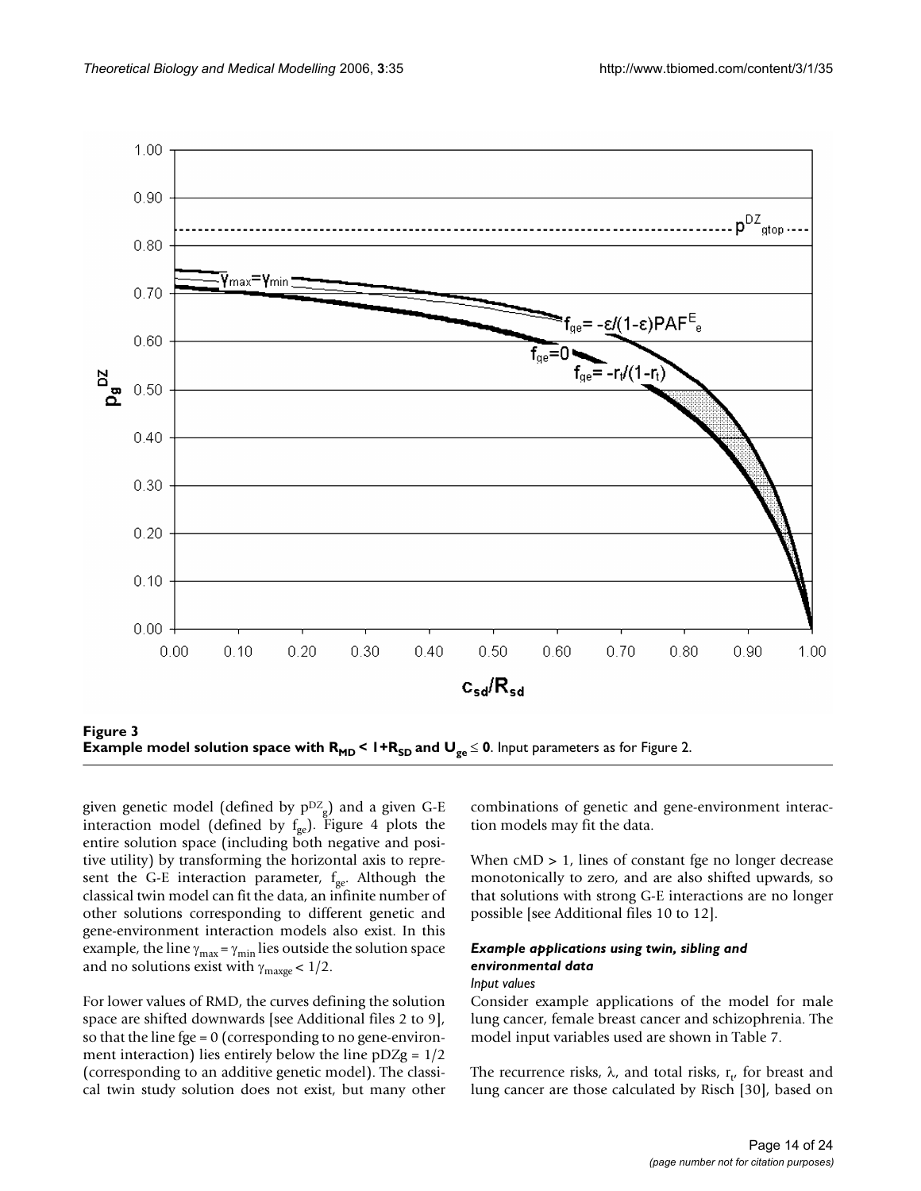**Figure 3**
**Example model solution space with $R_{MD} < 1+R_{SD}$ and $U_{ge} \leq 0$**. Input parameters as for Figure 2.

given genetic model (defined by $p^{DZ}_g$) and a given G-E interaction model (defined by $f_{ge}$). Figure 4 plots the entire solution space (including both negative and positive utility) by transforming the horizontal axis to represent the G-E interaction parameter, $f_{ge}$. Although the classical twin model can fit the data, an infinite number of other solutions corresponding to different genetic and gene-environment interaction models also exist. In this example, the line $\gamma_{max} = \gamma_{min}$ lies outside the solution space and no solutions exist with $\gamma_{maxge} < 1/2$.

For lower values of RMD, the curves defining the solution space are shifted downwards [see Additional files 2 to 9], so that the line fge = 0 (corresponding to no gene-environment interaction) lies entirely below the line pDZg = 1/2 (corresponding to an additive genetic model). The classical twin study solution does not exist, but many other combinations of genetic and gene-environment interaction models may fit the data.

When cMD > 1, lines of constant fge no longer decrease monotonically to zero, and are also shifted upwards, so that solutions with strong G-E interactions are no longer possible [see Additional files 10 to 12].

### *Example applications using twin, sibling and environmental data*

*Input values*

Consider example applications of the model for male lung cancer, female breast cancer and schizophrenia. The model input variables used are shown in Table 7.

The recurrence risks, $\lambda$, and total risks, $r_t$, for breast and lung cancer are those calculated by Risch [30], based on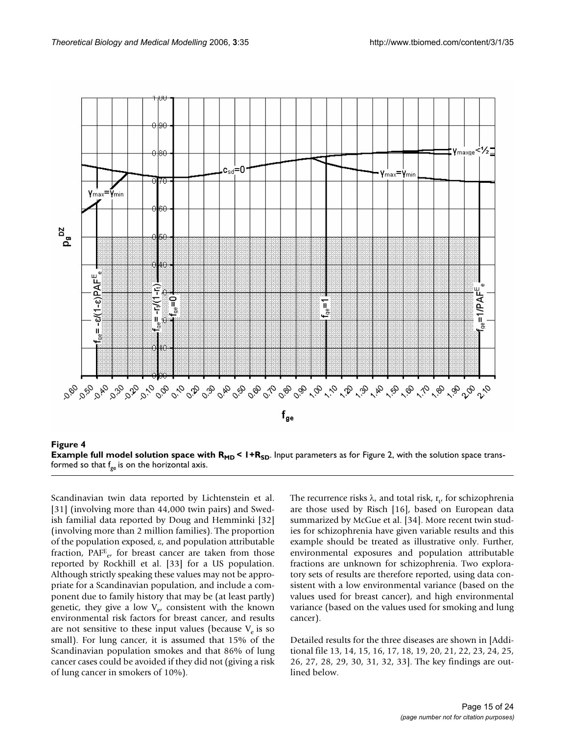**Figure 4**

**Example full model solution space with $R_{MD} < 1+R_{SD}$.** Input parameters as for Figure 2, with the solution space transformed so that $f_{ge}$ is on the horizontal axis.

Scandinavian twin data reported by Lichtenstein et al. [31] (involving more than 44,000 twin pairs) and Swedish familial data reported by Doug and Hemminki [32] (involving more than 2 million families). The proportion of the population exposed, ε, and population attributable fraction, $PAF^E_e$, for breast cancer are taken from those reported by Rockhill et al. [33] for a US population. Although strictly speaking these values may not be appropriate for a Scandinavian population, and include a component due to family history that may be (at least partly) genetic, they give a low $V_e$, consistent with the known environmental risk factors for breast cancer, and results are not sensitive to these input values (because $V_e$ is so small). For lung cancer, it is assumed that 15% of the Scandinavian population smokes and that 86% of lung cancer cases could be avoided if they did not (giving a risk of lung cancer in smokers of 10%).

The recurrence risks λ, and total risk, $r_t$, for schizophrenia are those used by Risch [16], based on European data summarized by McGue et al. [34]. More recent twin studies for schizophrenia have given variable results and this example should be treated as illustrative only. Further, environmental exposures and population attributable fractions are unknown for schizophrenia. Two exploratory sets of results are therefore reported, using data consistent with a low environmental variance (based on the values used for breast cancer), and high environmental variance (based on the values used for smoking and lung cancer).

Detailed results for the three diseases are shown in [Additional file 13, 14, 15, 16, 17, 18, 19, 20, 21, 22, 23, 24, 25, 26, 27, 28, 29, 30, 31, 32, 33]. The key findings are outlined below.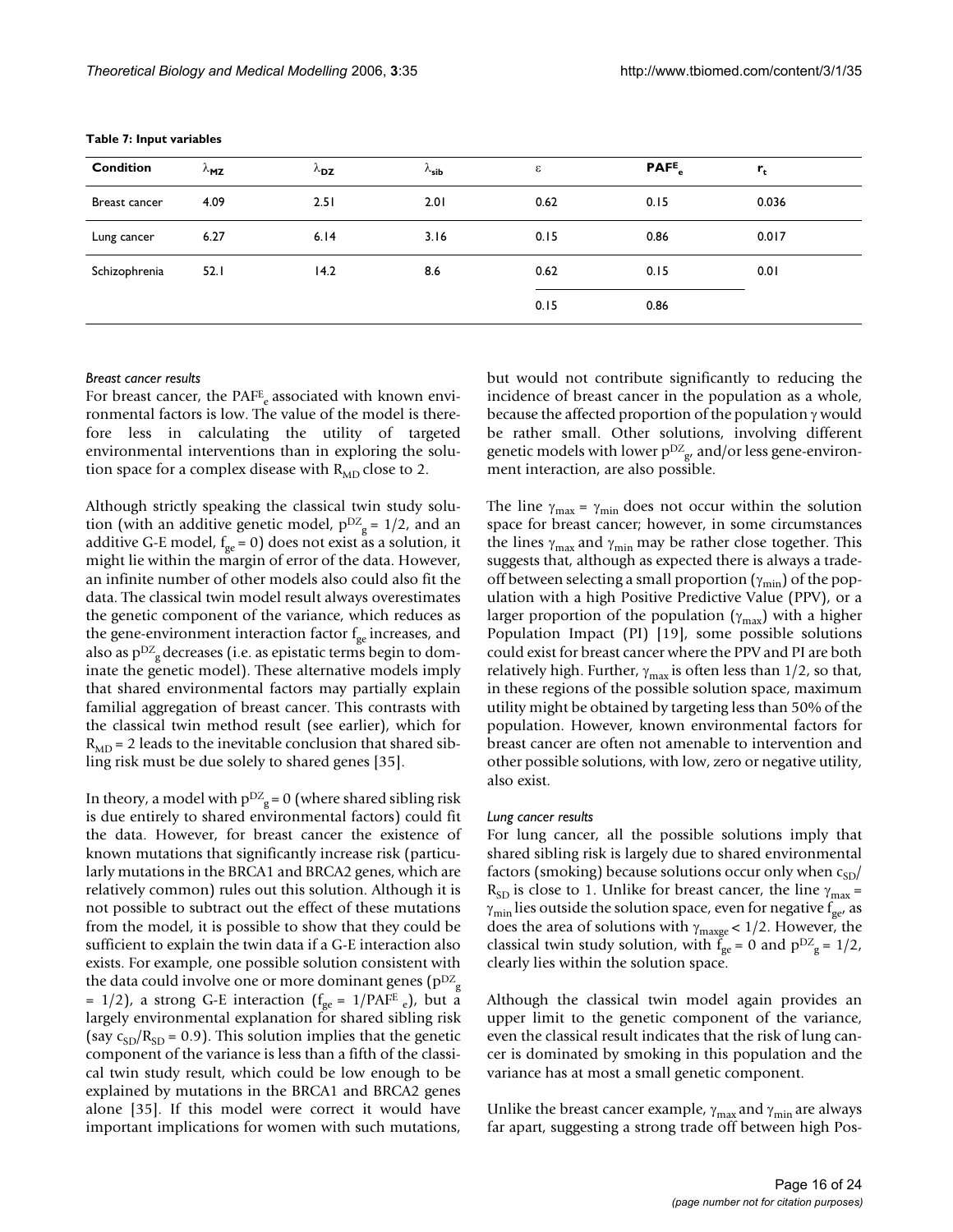**Table 7: Input variables**

| Condition | $\lambda_{MZ}$ | $\lambda_{DZ}$ | $\lambda_{sib}$ | $\varepsilon$ | $PAF^E_e$ | $r_t$ |
|---|---|---|---|---|---|---|
| Breast cancer | 4.09 | 2.51 | 2.01 | 0.62 | 0.15 | 0.036 |
| Lung cancer | 6.27 | 6.14 | 3.16 | 0.15 | 0.86 | 0.017 |
| Schizophrenia | 52.1 | 14.2 | 8.6 | 0.62 | 0.15 | 0.01 |
| | | | | 0.15 | 0.86 | |

*Breast cancer results*

For breast cancer, the $PAF^E_e$ associated with known environmental factors is low. The value of the model is therefore less in calculating the utility of targeted environmental interventions than in exploring the solution space for a complex disease with $R_{MD}$ close to 2.

Although strictly speaking the classical twin study solution (with an additive genetic model, $p^{DZ}_g = 1/2$, and an additive G-E model, $f_{ge} = 0$) does not exist as a solution, it might lie within the margin of error of the data. However, an infinite number of other models also could also fit the data. The classical twin model result always overestimates the genetic component of the variance, which reduces as the gene-environment interaction factor $f_{ge}$ increases, and also as $p^{DZ}_g$ decreases (i.e. as epistatic terms begin to dominate the genetic model). These alternative models imply that shared environmental factors may partially explain familial aggregation of breast cancer. This contrasts with the classical twin method result (see earlier), which for $R_{MD} = 2$ leads to the inevitable conclusion that shared sibling risk must be due solely to shared genes [35].

In theory, a model with $p^{DZ}_g = 0$ (where shared sibling risk is due entirely to shared environmental factors) could fit the data. However, for breast cancer the existence of known mutations that significantly increase risk (particularly mutations in the BRCA1 and BRCA2 genes, which are relatively common) rules out this solution. Although it is not possible to subtract out the effect of these mutations from the model, it is possible to show that they could be sufficient to explain the twin data if a G-E interaction also exists. For example, one possible solution consistent with the data could involve one or more dominant genes ($p^{DZ}_g = 1/2$), a strong G-E interaction ($f_{ge} = 1/PAF^E_e$), but a largely environmental explanation for shared sibling risk (say $c_{SD}/R_{SD} = 0.9$). This solution implies that the genetic component of the variance is less than a fifth of the classical twin study result, which could be low enough to be explained by mutations in the BRCA1 and BRCA2 genes alone [35]. If this model were correct it would have important implications for women with such mutations, but would not contribute significantly to reducing the incidence of breast cancer in the population as a whole, because the affected proportion of the population $\gamma$ would be rather small. Other solutions, involving different genetic models with lower $p^{DZ}_g$, and/or less gene-environment interaction, are also possible.

The line $\gamma_{max} = \gamma_{min}$ does not occur within the solution space for breast cancer; however, in some circumstances the lines $\gamma_{max}$ and $\gamma_{min}$ may be rather close together. This suggests that, although as expected there is always a trade-off between selecting a small proportion ($\gamma_{min}$) of the population with a high Positive Predictive Value (PPV), or a larger proportion of the population ($\gamma_{max}$) with a higher Population Impact (PI) [19], some possible solutions could exist for breast cancer where the PPV and PI are both relatively high. Further, $\gamma_{max}$ is often less than 1/2, so that, in these regions of the possible solution space, maximum utility might be obtained by targeting less than 50% of the population. However, known environmental factors for breast cancer are often not amenable to intervention and other possible solutions, with low, zero or negative utility, also exist.

*Lung cancer results*

For lung cancer, all the possible solutions imply that shared sibling risk is largely due to shared environmental factors (smoking) because solutions occur only when $c_{SD}/R_{SD}$ is close to 1. Unlike for breast cancer, the line $\gamma_{max} = \gamma_{min}$ lies outside the solution space, even for negative $f_{ge}$, as does the area of solutions with $\gamma_{maxge} < 1/2$. However, the classical twin study solution, with $f_{ge} = 0$ and $p^{DZ}_g = 1/2$, clearly lies within the solution space.

Although the classical twin model again provides an upper limit to the genetic component of the variance, even the classical result indicates that the risk of lung cancer is dominated by smoking in this population and the variance has at most a small genetic component.

Unlike the breast cancer example, $\gamma_{max}$ and $\gamma_{min}$ are always far apart, suggesting a strong trade off between high Pos-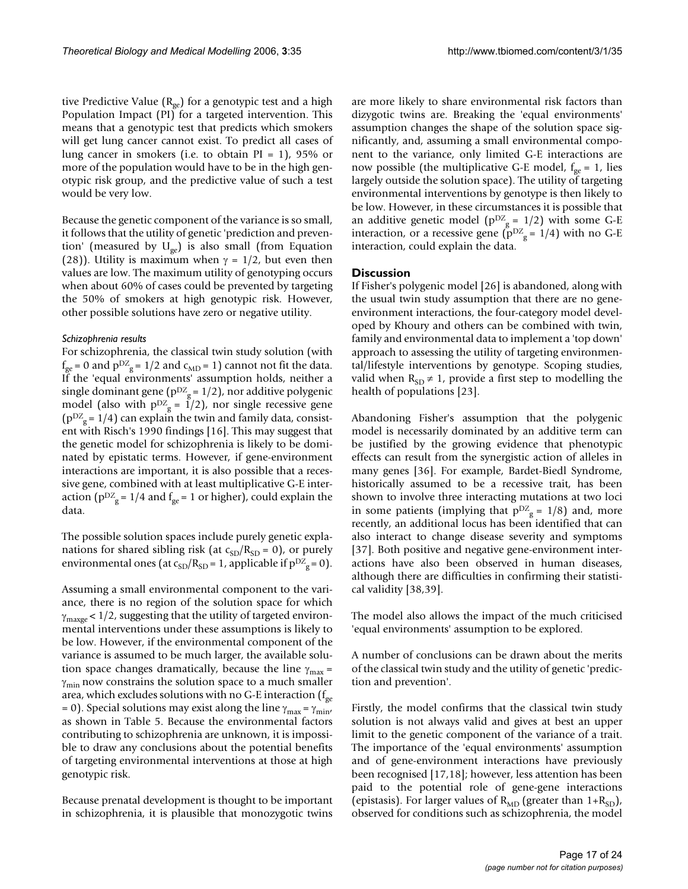tive Predictive Value ($R_{ge}$) for a genotypic test and a high Population Impact (PI) for a targeted intervention. This means that a genotypic test that predicts which smokers will get lung cancer cannot exist. To predict all cases of lung cancer in smokers (i.e. to obtain PI = 1), 95% or more of the population would have to be in the high genotypic risk group, and the predictive value of such a test would be very low.

Because the genetic component of the variance is so small, it follows that the utility of genetic 'prediction and prevention' (measured by $U_{ge}$) is also small (from Equation (28)). Utility is maximum when $\gamma = 1/2$, but even then values are low. The maximum utility of genotyping occurs when about 60% of cases could be prevented by targeting the 50% of smokers at high genotypic risk. However, other possible solutions have zero or negative utility.

*Schizophrenia results*

For schizophrenia, the classical twin study solution (with $f_{ge} = 0$ and $p^{DZ}_{g} = 1/2$ and $c_{MD} = 1$) cannot not fit the data. If the 'equal environments' assumption holds, neither a single dominant gene ($p^{DZ}_{g} = 1/2$), nor additive polygenic model (also with $p^{DZ}_{g} = 1/2$), nor single recessive gene ($p^{DZ}_{g} = 1/4$) can explain the twin and family data, consistent with Risch's 1990 findings [16]. This may suggest that the genetic model for schizophrenia is likely to be dominated by epistatic terms. However, if gene-environment interactions are important, it is also possible that a recessive gene, combined with at least multiplicative G-E interaction ($p^{DZ}_{g} = 1/4$ and $f_{ge} = 1$ or higher), could explain the data.

The possible solution spaces include purely genetic explanations for shared sibling risk (at $c_{SD}/R_{SD} = 0$), or purely environmental ones (at $c_{SD}/R_{SD} = 1$, applicable if $p^{DZ}_{g} = 0$).

Assuming a small environmental component to the variance, there is no region of the solution space for which $\gamma_{maxge} < 1/2$, suggesting that the utility of targeted environmental interventions under these assumptions is likely to be low. However, if the environmental component of the variance is assumed to be much larger, the available solution space changes dramatically, because the line $\gamma_{max} = \gamma_{min}$ now constrains the solution space to a much smaller area, which excludes solutions with no G-E interaction ($f_{ge} = 0$). Special solutions may exist along the line $\gamma_{max} = \gamma_{min}$, as shown in Table 5. Because the environmental factors contributing to schizophrenia are unknown, it is impossible to draw any conclusions about the potential benefits of targeting environmental interventions at those at high genotypic risk.

Because prenatal development is thought to be important in schizophrenia, it is plausible that monozygotic twins are more likely to share environmental risk factors than dizygotic twins are. Breaking the 'equal environments' assumption changes the shape of the solution space significantly, and, assuming a small environmental component to the variance, only limited G-E interactions are now possible (the multiplicative G-E model, $f_{ge} = 1$, lies largely outside the solution space). The utility of targeting environmental interventions by genotype is then likely to be low. However, in these circumstances it is possible that an additive genetic model ($p^{DZ}_{g} = 1/2$) with some G-E interaction, or a recessive gene ($p^{DZ}_{g} = 1/4$) with no G-E interaction, could explain the data.

## Discussion

If Fisher's polygenic model [26] is abandoned, along with the usual twin study assumption that there are no gene-environment interactions, the four-category model developed by Khoury and others can be combined with twin, family and environmental data to implement a 'top down' approach to assessing the utility of targeting environmental/lifestyle interventions by genotype. Scoping studies, valid when $R_{SD} \neq 1$, provide a first step to modelling the health of populations [23].

Abandoning Fisher's assumption that the polygenic model is necessarily dominated by an additive term can be justified by the growing evidence that phenotypic effects can result from the synergistic action of alleles in many genes [36]. For example, Bardet-Biedl Syndrome, historically assumed to be a recessive trait, has been shown to involve three interacting mutations at two loci in some patients (implying that $p^{DZ}_{g} = 1/8$) and, more recently, an additional locus has been identified that can also interact to change disease severity and symptoms [37]. Both positive and negative gene-environment interactions have also been observed in human diseases, although there are difficulties in confirming their statistical validity [38,39].

The model also allows the impact of the much criticised 'equal environments' assumption to be explored.

A number of conclusions can be drawn about the merits of the classical twin study and the utility of genetic 'prediction and prevention'.

Firstly, the model confirms that the classical twin study solution is not always valid and gives at best an upper limit to the genetic component of the variance of a trait. The importance of the 'equal environments' assumption and of gene-environment interactions have previously been recognised [17,18]; however, less attention has been paid to the potential role of gene-gene interactions (epistasis). For larger values of $R_{MD}$ (greater than $1+R_{SD}$), observed for conditions such as schizophrenia, the model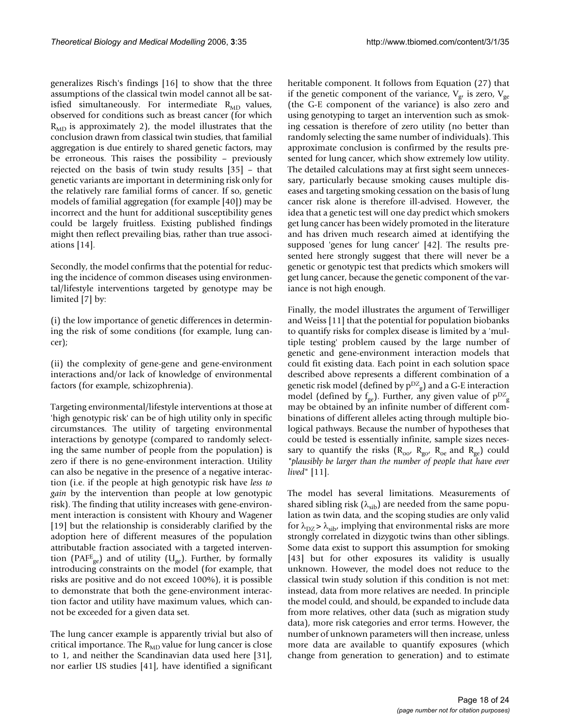generalizes Risch's findings [16] to show that the three assumptions of the classical twin model cannot all be satisfied simultaneously. For intermediate $R_{MD}$ values, observed for conditions such as breast cancer (for which $R_{MD}$ is approximately 2), the model illustrates that the conclusion drawn from classical twin studies, that familial aggregation is due entirely to shared genetic factors, may be erroneous. This raises the possibility – previously rejected on the basis of twin study results [35] – that genetic variants are important in determining risk only for the relatively rare familial forms of cancer. If so, genetic models of familial aggregation (for example [40]) may be incorrect and the hunt for additional susceptibility genes could be largely fruitless. Existing published findings might then reflect prevailing bias, rather than true associations [14].

Secondly, the model confirms that the potential for reducing the incidence of common diseases using environmental/lifestyle interventions targeted by genotype may be limited [7] by:

(i) the low importance of genetic differences in determining the risk of some conditions (for example, lung cancer);

(ii) the complexity of gene-gene and gene-environment interactions and/or lack of knowledge of environmental factors (for example, schizophrenia).

Targeting environmental/lifestyle interventions at those at 'high genotypic risk' can be of high utility only in specific circumstances. The utility of targeting environmental interactions by genotype (compared to randomly selecting the same number of people from the population) is zero if there is no gene-environment interaction. Utility can also be negative in the presence of a negative interaction (i.e. if the people at high genotypic risk have *less to gain* by the intervention than people at low genotypic risk). The finding that utility increases with gene-environment interaction is consistent with Khoury and Wagener [19] but the relationship is considerably clarified by the adoption here of different measures of the population attributable fraction associated with a targeted intervention ($PAF^E_{ge}$) and of utility ($U_{ge}$). Further, by formally introducing constraints on the model (for example, that risks are positive and do not exceed 100%), it is possible to demonstrate that both the gene-environment interaction factor and utility have maximum values, which cannot be exceeded for a given data set.

The lung cancer example is apparently trivial but also of critical importance. The $R_{MD}$ value for lung cancer is close to 1, and neither the Scandinavian data used here [31], nor earlier US studies [41], have identified a significant heritable component. It follows from Equation (27) that if the genetic component of the variance, $V_g$, is zero, $V_{ge}$ (the G-E component of the variance) is also zero and using genotyping to target an intervention such as smoking cessation is therefore of zero utility (no better than randomly selecting the same number of individuals). This approximate conclusion is confirmed by the results presented for lung cancer, which show extremely low utility. The detailed calculations may at first sight seem unnecessary, particularly because smoking causes multiple diseases and targeting smoking cessation on the basis of lung cancer risk alone is therefore ill-advised. However, the idea that a genetic test will one day predict which smokers get lung cancer has been widely promoted in the literature and has driven much research aimed at identifying the supposed 'genes for lung cancer' [42]. The results presented here strongly suggest that there will never be a genetic or genotypic test that predicts which smokers will get lung cancer, because the genetic component of the variance is not high enough.

Finally, the model illustrates the argument of Terwilliger and Weiss [11] that the potential for population biobanks to quantify risks for complex disease is limited by a 'multiple testing' problem caused by the large number of genetic and gene-environment interaction models that could fit existing data. Each point in each solution space described above represents a different combination of a genetic risk model (defined by $p^{DZ}_g$) and a G-E interaction model (defined by $f_{ge}$). Further, any given value of $p^{DZ}_g$ may be obtained by an infinite number of different combinations of different alleles acting through multiple biological pathways. Because the number of hypotheses that could be tested is essentially infinite, sample sizes necessary to quantify the risks ($R_{oo}$, $R_{go}$, $R_{oe}$ and $R_{ge}$) could "*plausibly be larger than the number of people that have ever lived*" [11].

The model has several limitations. Measurements of shared sibling risk ($\lambda_{sib}$) are needed from the same population as twin data, and the scoping studies are only valid for $\lambda_{DZ} > \lambda_{sib}$, implying that environmental risks are more strongly correlated in dizygotic twins than other siblings. Some data exist to support this assumption for smoking [43] but for other exposures its validity is usually unknown. However, the model does not reduce to the classical twin study solution if this condition is not met: instead, data from more relatives are needed. In principle the model could, and should, be expanded to include data from more relatives, other data (such as migration study data), more risk categories and error terms. However, the number of unknown parameters will then increase, unless more data are available to quantify exposures (which change from generation to generation) and to estimate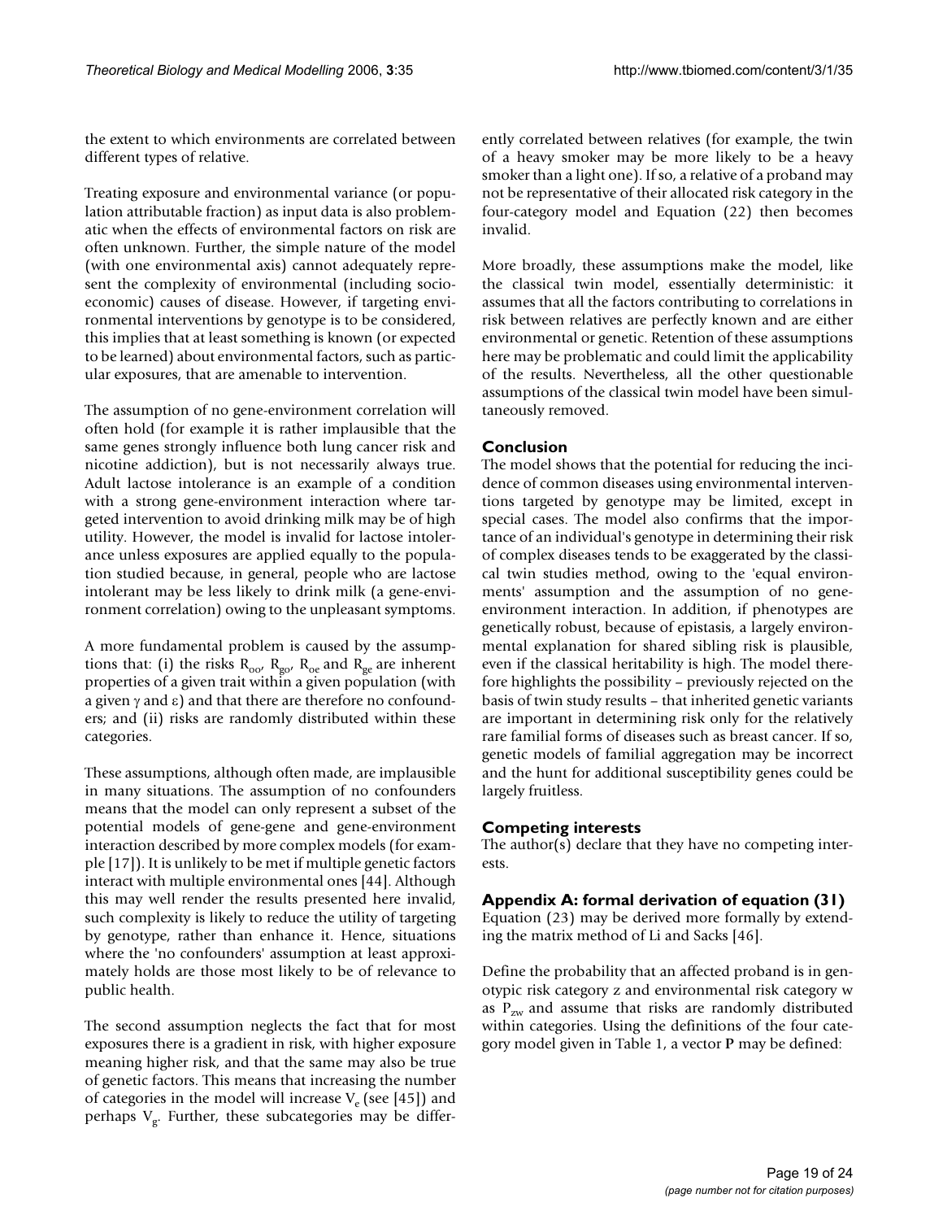the extent to which environments are correlated between different types of relative.

Treating exposure and environmental variance (or population attributable fraction) as input data is also problematic when the effects of environmental factors on risk are often unknown. Further, the simple nature of the model (with one environmental axis) cannot adequately represent the complexity of environmental (including socio-economic) causes of disease. However, if targeting environmental interventions by genotype is to be considered, this implies that at least something is known (or expected to be learned) about environmental factors, such as particular exposures, that are amenable to intervention.

The assumption of no gene-environment correlation will often hold (for example it is rather implausible that the same genes strongly influence both lung cancer risk and nicotine addiction), but is not necessarily always true. Adult lactose intolerance is an example of a condition with a strong gene-environment interaction where targeted intervention to avoid drinking milk may be of high utility. However, the model is invalid for lactose intolerance unless exposures are applied equally to the population studied because, in general, people who are lactose intolerant may be less likely to drink milk (a gene-environment correlation) owing to the unpleasant symptoms.

A more fundamental problem is caused by the assumptions that: (i) the risks $R_{oo}$, $R_{go}$, $R_{oe}$ and $R_{ge}$ are inherent properties of a given trait within a given population (with a given $\gamma$ and $\varepsilon$) and that there are therefore no confounders; and (ii) risks are randomly distributed within these categories.

These assumptions, although often made, are implausible in many situations. The assumption of no confounders means that the model can only represent a subset of the potential models of gene-gene and gene-environment interaction described by more complex models (for example [17]). It is unlikely to be met if multiple genetic factors interact with multiple environmental ones [44]. Although this may well render the results presented here invalid, such complexity is likely to reduce the utility of targeting by genotype, rather than enhance it. Hence, situations where the 'no confounders' assumption at least approximately holds are those most likely to be of relevance to public health.

The second assumption neglects the fact that for most exposures there is a gradient in risk, with higher exposure meaning higher risk, and that the same may also be true of genetic factors. This means that increasing the number of categories in the model will increase $V_e$ (see [45]) and perhaps $V_g$. Further, these subcategories may be differently correlated between relatives (for example, the twin of a heavy smoker may be more likely to be a heavy smoker than a light one). If so, a relative of a proband may not be representative of their allocated risk category in the four-category model and Equation (22) then becomes invalid.

More broadly, these assumptions make the model, like the classical twin model, essentially deterministic: it assumes that all the factors contributing to correlations in risk between relatives are perfectly known and are either environmental or genetic. Retention of these assumptions here may be problematic and could limit the applicability of the results. Nevertheless, all the other questionable assumptions of the classical twin model have been simultaneously removed.

## Conclusion

The model shows that the potential for reducing the incidence of common diseases using environmental interventions targeted by genotype may be limited, except in special cases. The model also confirms that the importance of an individual's genotype in determining their risk of complex diseases tends to be exaggerated by the classical twin studies method, owing to the 'equal environments' assumption and the assumption of no gene-environment interaction. In addition, if phenotypes are genetically robust, because of epistasis, a largely environmental explanation for shared sibling risk is plausible, even if the classical heritability is high. The model therefore highlights the possibility – previously rejected on the basis of twin study results – that inherited genetic variants are important in determining risk only for the relatively rare familial forms of diseases such as breast cancer. If so, genetic models of familial aggregation may be incorrect and the hunt for additional susceptibility genes could be largely fruitless.

## Competing interests

The author(s) declare that they have no competing interests.

## Appendix A: formal derivation of equation (31)

Equation (23) may be derived more formally by extending the matrix method of Li and Sacks [46].

Define the probability that an affected proband is in genotypic risk category z and environmental risk category w as $P_{zw}$ and assume that risks are randomly distributed within categories. Using the definitions of the four category model given in Table 1, a vector **P** may be defined: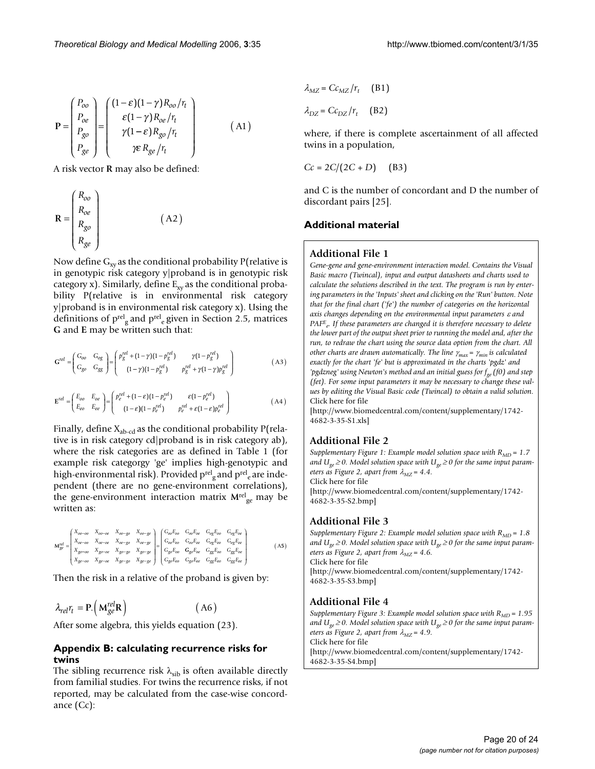$$\mathbf{P} = \begin{pmatrix} P_{oo} \\ P_{oe} \\ P_{go} \\ P_{ge} \end{pmatrix} = \begin{pmatrix} (1-\varepsilon)(1-\gamma)R_{oo}/r_t \\ \varepsilon(1-\gamma)R_{oe}/r_t \\ \gamma(1-\varepsilon)R_{go}/r_t \\ \gamma\varepsilon R_{ge}/r_t \end{pmatrix} \qquad (A1)$$

A risk vector **R** may also be defined:

$$\mathbf{R} = \begin{pmatrix} R_{oo} \\ R_{oe} \\ R_{go} \\ R_{ge} \end{pmatrix} \qquad (A2)$$

Now define $G_{xy}$ as the conditional probability P(relative is in genotypic risk category y|proband is in genotypic risk category x). Similarly, define $E_{xy}$ as the conditional probability P(relative is in environmental risk category y|proband is in environmental risk category x). Using the definitions of $p^{rel}_g$ and $p^{rel}_e$ given in Section 2.5, matrices **G** and **E** may be written such that:

$$\mathbf{G}^{rel} = \begin{pmatrix} G_{oo} & G_{og} \\ G_{go} & G_{gg} \end{pmatrix} = \begin{pmatrix} p_g^{rel} + (1-\gamma)(1-p_g^{rel}) & \gamma(1-p_g^{rel}) \\ (1-\gamma)(1-p_g^{rel}) & p_g^{rel} + \gamma(1-\gamma)p_g^{rel} \end{pmatrix} \qquad (A3)$$

$$\mathbf{E}^{rel} = \begin{pmatrix} E_{oo} & E_{oe} \\ E_{eo} & E_{ee} \end{pmatrix} = \begin{pmatrix} p_e^{rel} + (1-\varepsilon)(1-p_e^{rel}) & \varepsilon(1-p_e^{rel}) \\ (1-\varepsilon)(1-p_e^{rel}) & p_e^{rel} + \varepsilon(1-\varepsilon)p_e^{rel} \end{pmatrix} \qquad (A4)$$

Finally, define $X_{ab\text{-}cd}$ as the conditional probability P(relative is in risk category cd|proband is in risk category ab), where the risk categories are as defined in Table 1 (for example risk categorgy 'ge' implies high-genotypic and high-environmental risk). Provided $p^{rel}_g$ and $p^{rel}_e$ are independent (there are no gene-environment correlations), the gene-environment interaction matrix $\mathbf{M}^{rel}_{ge}$ may be written as:

$$\mathbf{M}_{ge}^{rel} = \begin{pmatrix} X_{oo-oo} & X_{oo-oe} & X_{oo-go} & X_{oo-ge} \\ X_{oe-oo} & X_{oe-oe} & X_{oe-go} & X_{oe-ge} \\ X_{go-oo} & X_{go-oe} & X_{go-go} & X_{go-ge} \\ X_{ge-oo} & X_{ge-oe} & X_{ge-go} & X_{ge-ge} \end{pmatrix} = \begin{pmatrix} G_{oo}E_{oo} & G_{oo}E_{oe} & G_{og}E_{oo} & G_{og}E_{oe} \\ G_{oo}E_{eo} & G_{oo}E_{ee} & G_{og}E_{eo} & G_{og}E_{ee} \\ G_{go}E_{oo} & G_{go}E_{oe} & G_{gg}E_{oo} & G_{gg}E_{oe} \\ G_{go}E_{eo} & G_{go}E_{ee} & G_{gg}E_{eo} & G_{gg}E_{ee} \end{pmatrix} \qquad (A5)$$

Then the risk in a relative of the proband is given by:

$$\lambda_{rel} r_t = \mathbf{P}.\left(\mathbf{M}_{ge}^{rel}\mathbf{R}\right) \qquad (A6)$$

After some algebra, this yields equation (23).

## Appendix B: calculating recurrence risks for twins

The sibling recurrence risk $\lambda_{sib}$ is often available directly from familial studies. For twins the recurrence risks, if not reported, may be calculated from the case-wise concordance (Cc):

$$\lambda_{MZ} = Cc_{MZ}/r_t \qquad (B1)$$

$$\lambda_{DZ} = Cc_{DZ}/r_t \qquad (B2)$$

where, if there is complete ascertainment of all affected twins in a population,

$$Cc = 2C/(2C + D) \qquad (B3)$$

and C is the number of concordant and D the number of discordant pairs [25].

## Additional material

### Additional File 1

*Gene-gene and gene-environment interaction model. Contains the Visual Basic macro (Twincal), input and output datasheets and charts used to calculate the solutions described in the text. The program is run by entering parameters in the 'Inputs' sheet and clicking on the 'Run' button. Note that for the final chart ('fe') the number of categories on the horizontal axis changes depending on the environmental input parameters $\varepsilon$ and $PAF^E_e$. If these parameters are changed it is therefore necessary to delete the lower part of the output sheet prior to running the model and, after the run, to redraw the chart using the source data option from the chart. All other charts are drawn automatically. The line $\gamma_{max} = \gamma_{min}$ is calculated exactly for the chart 'fe' but is approximated in the charts 'pgdz' and 'pgdzneg' using Newton's method and an initial guess for $f_{ge}$ (f0) and step (fet). For some input parameters it may be necessary to change these values by editing the Visual Basic code (Twincal) to obtain a valid solution.*
Click here for file
[http://www.biomedcentral.com/content/supplementary/1742-4682-3-35-S1.xls]

### Additional File 2

*Supplementary Figure 1: Example model solution space with $R_{MD} = 1.7$ and $U_{ge} \geq 0$. Model solution space with $U_{ge} \geq 0$ for the same input parameters as Figure 2, apart from $\lambda_{MZ} = 4.4$.*
Click here for file
[http://www.biomedcentral.com/content/supplementary/1742-4682-3-35-S2.bmp]

### Additional File 3

*Supplementary Figure 2: Example model solution space with $R_{MD} = 1.8$ and $U_{ge} \geq 0$. Model solution space with $U_{ge} \geq 0$ for the same input parameters as Figure 2, apart from $\lambda_{MZ} = 4.6$.*
Click here for file
[http://www.biomedcentral.com/content/supplementary/1742-4682-3-35-S3.bmp]

### Additional File 4

*Supplementary Figure 3: Example model solution space with $R_{MD} = 1.95$ and $U_{ge} \geq 0$. Model solution space with $U_{ge} \geq 0$ for the same input parameters as Figure 2, apart from $\lambda_{MZ} = 4.9$.*
Click here for file
[http://www.biomedcentral.com/content/supplementary/1742-4682-3-35-S4.bmp]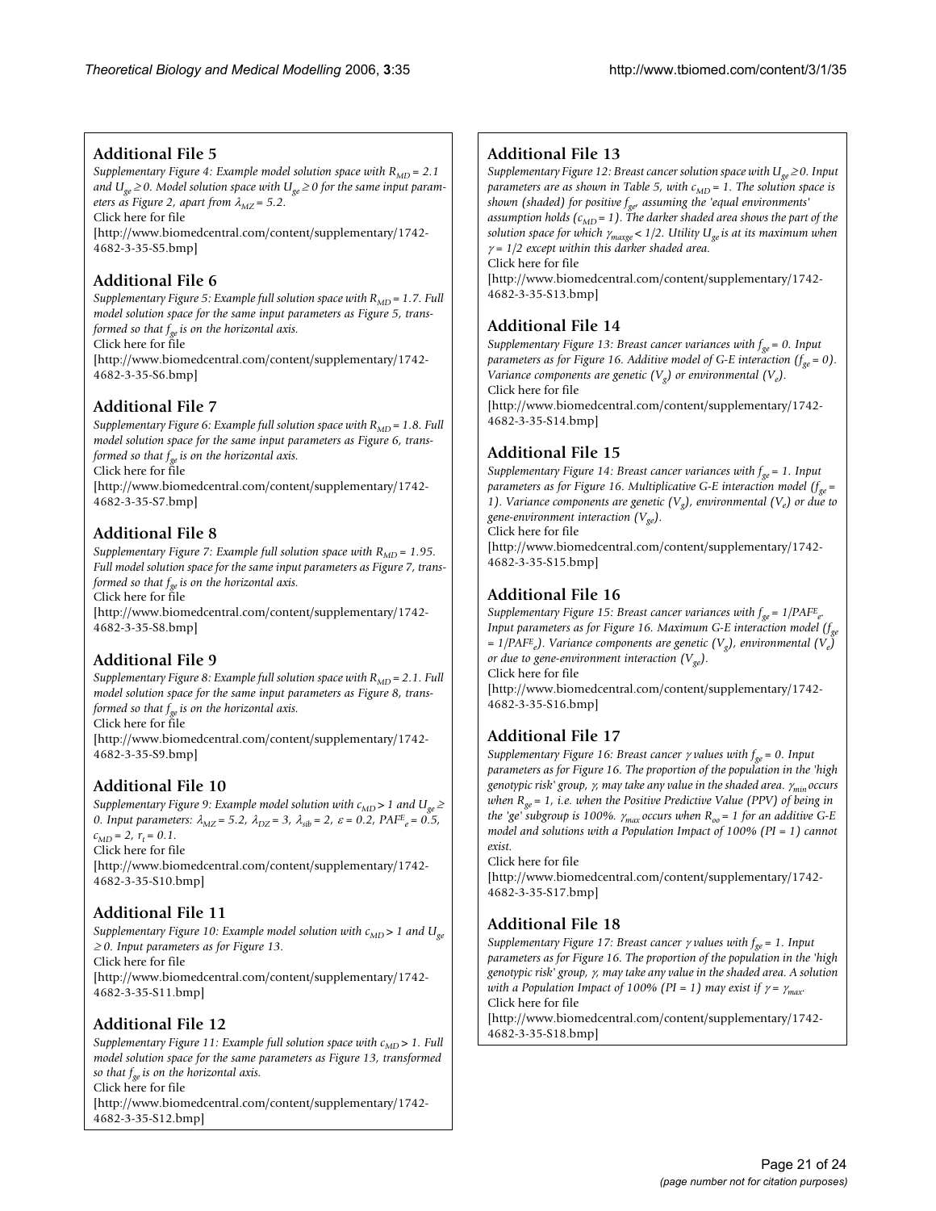## Additional File 5

*Supplementary Figure 4: Example model solution space with $R_{MD} = 2.1$ and $U_{ge} \geq 0$. Model solution space with $U_{ge} \geq 0$ for the same input parameters as Figure 2, apart from $\lambda_{MZ} = 5.2$.*

Click here for file

[http://www.biomedcentral.com/content/supplementary/1742-4682-3-35-S5.bmp]

## Additional File 6

*Supplementary Figure 5: Example full solution space with $R_{MD} = 1.7$. Full model solution space for the same input parameters as Figure 5, transformed so that $f_{ge}$ is on the horizontal axis.*

Click here for file

[http://www.biomedcentral.com/content/supplementary/1742-4682-3-35-S6.bmp]

## Additional File 7

*Supplementary Figure 6: Example full solution space with $R_{MD} = 1.8$. Full model solution space for the same input parameters as Figure 6, transformed so that $f_{ge}$ is on the horizontal axis.*

Click here for file

[http://www.biomedcentral.com/content/supplementary/1742-4682-3-35-S7.bmp]

## Additional File 8

*Supplementary Figure 7: Example full solution space with $R_{MD} = 1.95$. Full model solution space for the same input parameters as Figure 7, transformed so that $f_{ge}$ is on the horizontal axis.*

Click here for file

[http://www.biomedcentral.com/content/supplementary/1742-4682-3-35-S8.bmp]

## Additional File 9

*Supplementary Figure 8: Example full solution space with $R_{MD} = 2.1$. Full model solution space for the same input parameters as Figure 8, transformed so that $f_{ge}$ is on the horizontal axis.*

Click here for file

[http://www.biomedcentral.com/content/supplementary/1742-4682-3-35-S9.bmp]

## Additional File 10

*Supplementary Figure 9: Example model solution with $c_{MD} > 1$ and $U_{ge} \geq 0$. Input parameters: $\lambda_{MZ} = 5.2$, $\lambda_{DZ} = 3$, $\lambda_{sib} = 2$, $\varepsilon = 0.2$, $PAF^{E}_{e} = 0.5$, $c_{MD} = 2$, $r_t = 0.1$.*

Click here for file

[http://www.biomedcentral.com/content/supplementary/1742-4682-3-35-S10.bmp]

## Additional File 11

*Supplementary Figure 10: Example model solution with $c_{MD} > 1$ and $U_{ge} \geq 0$. Input parameters as for Figure 13.*

Click here for file

[http://www.biomedcentral.com/content/supplementary/1742-4682-3-35-S11.bmp]

## Additional File 12

*Supplementary Figure 11: Example full solution space with $c_{MD} > 1$. Full model solution space for the same parameters as Figure 13, transformed so that $f_{ge}$ is on the horizontal axis.*

Click here for file

[http://www.biomedcentral.com/content/supplementary/1742-4682-3-35-S12.bmp]

## Additional File 13

*Supplementary Figure 12: Breast cancer solution space with $U_{ge} \geq 0$. Input parameters are as shown in Table 5, with $c_{MD} = 1$. The solution space is shown (shaded) for positive $f_{ge}$, assuming the 'equal environments' assumption holds ($c_{MD} = 1$). The darker shaded area shows the part of the solution space for which $\gamma_{maxge} < 1/2$. Utility $U_{ge}$ is at its maximum when $\gamma = 1/2$ except within this darker shaded area.*

Click here for file

[http://www.biomedcentral.com/content/supplementary/1742-4682-3-35-S13.bmp]

## Additional File 14

*Supplementary Figure 13: Breast cancer variances with $f_{ge} = 0$. Input parameters as for Figure 16. Additive model of G-E interaction ($f_{ge} = 0$). Variance components are genetic ($V_g$) or environmental ($V_e$).*

Click here for file

[http://www.biomedcentral.com/content/supplementary/1742-4682-3-35-S14.bmp]

## Additional File 15

*Supplementary Figure 14: Breast cancer variances with $f_{ge} = 1$. Input parameters as for Figure 16. Multiplicative G-E interaction model ($f_{ge} = 1$). Variance components are genetic ($V_g$), environmental ($V_e$) or due to gene-environment interaction ($V_{ge}$).*

Click here for file

[http://www.biomedcentral.com/content/supplementary/1742-4682-3-35-S15.bmp]

## Additional File 16

*Supplementary Figure 15: Breast cancer variances with $f_{ge} = 1/PAF^{E}_{e}$. Input parameters as for Figure 16. Maximum G-E interaction model ($f_{ge} = 1/PAF^{E}_{e}$). Variance components are genetic ($V_g$), environmental ($V_e$) or due to gene-environment interaction ($V_{ge}$).*

Click here for file

[http://www.biomedcentral.com/content/supplementary/1742-4682-3-35-S16.bmp]

## Additional File 17

*Supplementary Figure 16: Breast cancer $\gamma$ values with $f_{ge} = 0$. Input parameters as for Figure 16. The proportion of the population in the 'high genotypic risk' group, $\gamma$, may take any value in the shaded area. $\gamma_{min}$ occurs when $R_{ge} = 1$, i.e. when the Positive Predictive Value (PPV) of being in the 'ge' subgroup is 100%. $\gamma_{max}$ occurs when $R_{oo} = 1$ for an additive G-E model and solutions with a Population Impact of 100% (PI = 1) cannot exist.*

Click here for file

[http://www.biomedcentral.com/content/supplementary/1742-4682-3-35-S17.bmp]

## Additional File 18

*Supplementary Figure 17: Breast cancer $\gamma$ values with $f_{ge} = 1$. Input parameters as for Figure 16. The proportion of the population in the 'high genotypic risk' group, $\gamma$, may take any value in the shaded area. A solution with a Population Impact of 100% (PI = 1) may exist if $\gamma = \gamma_{max}$.*

Click here for file

[http://www.biomedcentral.com/content/supplementary/1742-4682-3-35-S18.bmp]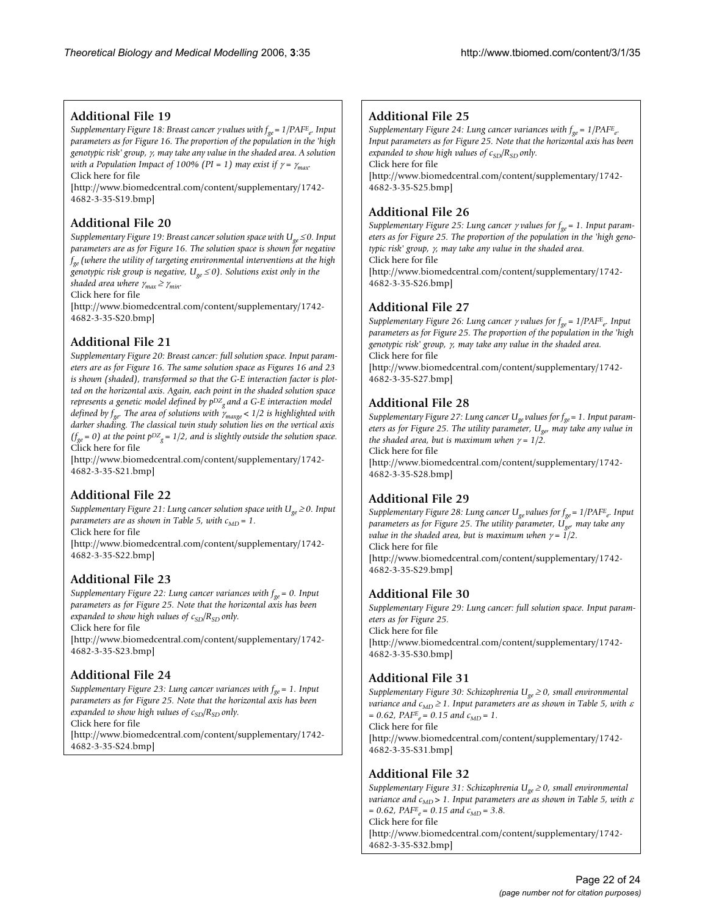## Additional File 19

*Supplementary Figure 18: Breast cancer $\gamma$ values with $f_{ge} = 1/PAF^E_e$. Input parameters as for Figure 16. The proportion of the population in the 'high genotypic risk' group, $\gamma$, may take any value in the shaded area. A solution with a Population Impact of 100% (PI = 1) may exist if $\gamma = \gamma_{max}$.*

Click here for file

[http://www.biomedcentral.com/content/supplementary/1742-4682-3-35-S19.bmp]

## Additional File 20

*Supplementary Figure 19: Breast cancer solution space with $U_{ge} \leq 0$. Input parameters are as for Figure 16. The solution space is shown for negative $f_{ge}$ (where the utility of targeting environmental interventions at the high genotypic risk group is negative, $U_{ge} \leq 0$). Solutions exist only in the shaded area where $\gamma_{max} \geq \gamma_{min}$.*

Click here for file

[http://www.biomedcentral.com/content/supplementary/1742-4682-3-35-S20.bmp]

## Additional File 21

*Supplementary Figure 20: Breast cancer: full solution space. Input parameters are as for Figure 16. The same solution space as Figures 16 and 23 is shown (shaded), transformed so that the G-E interaction factor is plotted on the horizontal axis. Again, each point in the shaded solution space represents a genetic model defined by $p^{DZ}_g$ and a G-E interaction model defined by $f_{ge}$. The area of solutions with $\gamma_{maxge} < 1/2$ is highlighted with darker shading. The classical twin study solution lies on the vertical axis ($f_{ge} = 0$) at the point $p^{DZ}_g = 1/2$, and is slightly outside the solution space.*

Click here for file

[http://www.biomedcentral.com/content/supplementary/1742-4682-3-35-S21.bmp]

## Additional File 22

*Supplementary Figure 21: Lung cancer solution space with $U_{ge} \geq 0$. Input parameters are as shown in Table 5, with $c_{MD} = 1$.*

Click here for file

[http://www.biomedcentral.com/content/supplementary/1742-4682-3-35-S22.bmp]

## Additional File 23

*Supplementary Figure 22: Lung cancer variances with $f_{ge} = 0$. Input parameters as for Figure 25. Note that the horizontal axis has been expanded to show high values of $c_{SD}/R_{SD}$ only.*

Click here for file

[http://www.biomedcentral.com/content/supplementary/1742-4682-3-35-S23.bmp]

## Additional File 24

*Supplementary Figure 23: Lung cancer variances with $f_{ge} = 1$. Input parameters as for Figure 25. Note that the horizontal axis has been expanded to show high values of $c_{SD}/R_{SD}$ only.*

Click here for file

[http://www.biomedcentral.com/content/supplementary/1742-4682-3-35-S24.bmp]

## Additional File 25

*Supplementary Figure 24: Lung cancer variances with $f_{ge} = 1/PAF^E_e$. Input parameters as for Figure 25. Note that the horizontal axis has been expanded to show high values of $c_{SD}/R_{SD}$ only.*

Click here for file

[http://www.biomedcentral.com/content/supplementary/1742-4682-3-35-S25.bmp]

## Additional File 26

*Supplementary Figure 25: Lung cancer $\gamma$ values for $f_{ge} = 1$. Input parameters as for Figure 25. The proportion of the population in the 'high genotypic risk' group, $\gamma$, may take any value in the shaded area.*

Click here for file

[http://www.biomedcentral.com/content/supplementary/1742-4682-3-35-S26.bmp]

## Additional File 27

*Supplementary Figure 26: Lung cancer $\gamma$ values for $f_{ge} = 1/PAF^E_e$. Input parameters as for Figure 25. The proportion of the population in the 'high genotypic risk' group, $\gamma$, may take any value in the shaded area.*

Click here for file

[http://www.biomedcentral.com/content/supplementary/1742-4682-3-35-S27.bmp]

## Additional File 28

*Supplementary Figure 27: Lung cancer $U_{ge}$ values for $f_{ge} = 1$. Input parameters as for Figure 25. The utility parameter, $U_{ge}$, may take any value in the shaded area, but is maximum when $\gamma = 1/2$.*

Click here for file

[http://www.biomedcentral.com/content/supplementary/1742-4682-3-35-S28.bmp]

## Additional File 29

*Supplementary Figure 28: Lung cancer $U_{ge}$ values for $f_{ge} = 1/PAF^E_e$. Input parameters as for Figure 25. The utility parameter, $U_{ge}$, may take any value in the shaded area, but is maximum when $\gamma = 1/2$.*

Click here for file

[http://www.biomedcentral.com/content/supplementary/1742-4682-3-35-S29.bmp]

## Additional File 30

*Supplementary Figure 29: Lung cancer: full solution space. Input parameters as for Figure 25.*

Click here for file

[http://www.biomedcentral.com/content/supplementary/1742-4682-3-35-S30.bmp]

## Additional File 31

*Supplementary Figure 30: Schizophrenia $U_{ge} \geq 0$, small environmental variance and $c_{MD} \geq 1$. Input parameters are as shown in Table 5, with $\varepsilon = 0.62$, $PAF^E_e = 0.15$ and $c_{MD} = 1$.*

Click here for file

[http://www.biomedcentral.com/content/supplementary/1742-4682-3-35-S31.bmp]

## Additional File 32

*Supplementary Figure 31: Schizophrenia $U_{ge} \geq 0$, small environmental variance and $c_{MD} > 1$. Input parameters are as shown in Table 5, with $\varepsilon = 0.62$, $PAF^E_e = 0.15$ and $c_{MD} = 3.8$.*

Click here for file

[http://www.biomedcentral.com/content/supplementary/1742-4682-3-35-S32.bmp]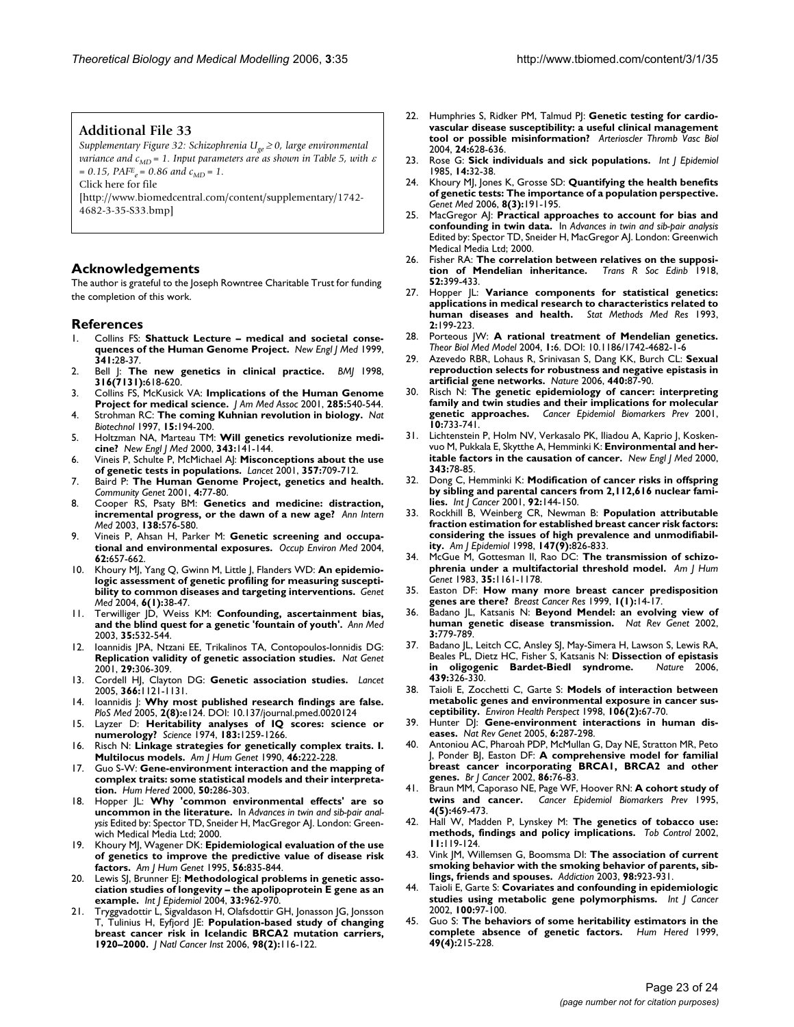### Additional File 33

*Supplementary Figure 32: Schizophrenia $U_{ge} \geq 0$, large environmental variance and $c_{MD} = 1$. Input parameters are as shown in Table 5, with $\varepsilon = 0.15$, $PAF^{E}_{e} = 0.86$ and $c_{MD} = 1$.*

Click here for file

[http://www.biomedcentral.com/content/supplementary/1742-4682-3-35-S33.bmp]

## Acknowledgements

The author is grateful to the Joseph Rowntree Charitable Trust for funding the completion of this work.

## References

1. Collins FS: **Shattuck Lecture – medical and societal consequences of the Human Genome Project.** *New Engl J Med* 1999, **341:**28-37.
2. Bell J: **The new genetics in clinical practice.** *BMJ* 1998, **316(7131):**618-620.
3. Collins FS, McKusick VA: **Implications of the Human Genome Project for medical science.** *J Am Med Assoc* 2001, **285:**540-544.
4. Strohman RC: **The coming Kuhnian revolution in biology.** *Nat Biotechnol* 1997, **15:**194-200.
5. Holtzman NA, Marteau TM: **Will genetics revolutionize medicine?** *New Engl J Med* 2000, **343:**141-144.
6. Vineis P, Schulte P, McMichael AJ: **Misconceptions about the use of genetic tests in populations.** *Lancet* 2001, **357:**709-712.
7. Baird P: **The Human Genome Project, genetics and health.** *Community Genet* 2001, **4:**77-80.
8. Cooper RS, Psaty BM: **Genetics and medicine: distraction, incremental progress, or the dawn of a new age?** *Ann Intern Med* 2003, **138:**576-580.
9. Vineis P, Ahsan H, Parker M: **Genetic screening and occupational and environmental exposures.** *Occup Environ Med* 2004, **62:**657-662.
10. Khoury MJ, Yang Q, Gwinn M, Little J, Flanders WD: **An epidemiologic assessment of genetic profiling for measuring susceptibility to common diseases and targeting interventions.** *Genet Med* 2004, **6(1):**38-47.
11. Terwilliger JD, Weiss KM: **Confounding, ascertainment bias, and the blind quest for a genetic 'fountain of youth'.** *Ann Med* 2003, **35:**532-544.
12. Ioannidis JPA, Ntzani EE, Trikalinos TA, Contopoulos-Ionnidis DG: **Replication validity of genetic association studies.** *Nat Genet* 2001, **29:**306-309.
13. Cordell HJ, Clayton DG: **Genetic association studies.** *Lancet* 2005, **366:**1121-1131.
14. Ioannidis J: **Why most published research findings are false.** *PloS Med* 2005, **2(8):**e124. DOI: 10.137/journal.pmed.0020124
15. Layzer D: **Heritability analyses of IQ scores: science or numerology?** *Science* 1974, **183:**1259-1266.
16. Risch N: **Linkage strategies for genetically complex traits. I. Multilocus models.** *Am J Hum Genet* 1990, **46:**222-228.
17. Guo S-W: **Gene-environment interaction and the mapping of complex traits: some statistical models and their interpretation.** *Hum Hered* 2000, **50:**286-303.
18. Hopper JL: **Why 'common environmental effects' are so uncommon in the literature.** In *Advances in twin and sib-pair analysis* Edited by: Spector TD, Sneider H, MacGregor AJ. London: Greenwich Medical Media Ltd; 2000.
19. Khoury MJ, Wagener DK: **Epidemiological evaluation of the use of genetics to improve the predictive value of disease risk factors.** *Am J Hum Genet* 1995, **56:**835-844.
20. Lewis SJ, Brunner EJ: **Methodological problems in genetic association studies of longevity – the apolipoprotein E gene as an example.** *Int J Epidemiol* 2004, **33:**962-970.
21. Tryggvadottir L, Sigvaldason H, Olafsdottir GH, Jonasson JG, Jonsson T, Tulinius H, Eyfjord JE: **Population-based study of changing breast cancer risk in Icelandic BRCA2 mutation carriers, 1920–2000.** *J Natl Cancer Inst* 2006, **98(2):**116-122.
22. Humphries S, Ridker PM, Talmud PJ: **Genetic testing for cardiovascular disease susceptibility: a useful clinical management tool or possible misinformation?** *Arterioscler Thromb Vasc Biol* 2004, **24:**628-636.
23. Rose G: **Sick individuals and sick populations.** *Int J Epidemiol* 1985, **14:**32-38.
24. Khoury MJ, Jones K, Grosse SD: **Quantifying the health benefits of genetic tests: The importance of a population perspective.** *Genet Med* 2006, **8(3):**191-195.
25. MacGregor AJ: **Practical approaches to account for bias and confounding in twin data.** In *Advances in twin and sib-pair analysis* Edited by: Spector TD, Sneider H, MacGregor AJ. London: Greenwich Medical Media Ltd; 2000.
26. Fisher RA: **The correlation between relatives on the supposition of Mendelian inheritance.** *Trans R Soc Edinb* 1918, **52:**399-433.
27. Hopper JL: **Variance components for statistical genetics: applications in medical research to characteristics related to human diseases and health.** *Stat Methods Med Res* 1993, **2:**199-223.
28. Porteous JW: **A rational treatment of Mendelian genetics.** *Theor Biol Med Model* 2004, **1:**6. DOI: 10.1186/1742-4682-1-6
29. Azevedo RBR, Lohaus R, Srinivasan S, Dang KK, Burch CL: **Sexual reproduction selects for robustness and negative epistasis in artificial gene networks.** *Nature* 2006, **440:**87-90.
30. Risch N: **The genetic epidemiology of cancer: interpreting family and twin studies and their implications for molecular genetic approaches.** *Cancer Epidemiol Biomarkers Prev* 2001, **10:**733-741.
31. Lichtenstein P, Holm NV, Verkasalo PK, Iliadou A, Kaprio J, Koskenvuo M, Pukkala E, Skytthe A, Hemminki K: **Environmental and heritable factors in the causation of cancer.** *New Engl J Med* 2000, **343:**78-85.
32. Dong C, Hemminki K: **Modification of cancer risks in offspring by sibling and parental cancers from 2,112,616 nuclear families.** *Int J Cancer* 2001, **92:**144-150.
33. Rockhill B, Weinberg CR, Newman B: **Population attributable fraction estimation for established breast cancer risk factors: considering the issues of high prevalence and unmodifiability.** *Am J Epidemiol* 1998, **147(9):**826-833.
34. McGue M, Gottesman II, Rao DC: **The transmission of schizophrenia under a multifactorial threshold model.** *Am J Hum Genet* 1983, **35:**1161-1178.
35. Easton DF: **How many more breast cancer predisposition genes are there?** *Breast Cancer Res* 1999, **1(1):**14-17.
36. Badano JL, Katsanis N: **Beyond Mendel: an evolving view of human genetic disease transmission.** *Nat Rev Genet* 2002, **3:**779-789.
37. Badano JL, Leitch CC, Ansley SJ, May-Simera H, Lawson S, Lewis RA, Beales PL, Dietz HC, Fisher S, Katsanis N: **Dissection of epistasis in oligogenic Bardet-Biedl syndrome.** *Nature* 2006, **439:**326-330.
38. Taioli E, Zocchetti C, Garte S: **Models of interaction between metabolic genes and environmental exposure in cancer susceptibility.** *Environ Health Perspect* 1998, **106(2):**67-70.
39. Hunter DJ: **Gene-environment interactions in human diseases.** *Nat Rev Genet* 2005, **6:**287-298.
40. Antoniou AC, Pharoah PDP, McMullan G, Day NE, Stratton MR, Peto J, Ponder BJ, Easton DF: **A comprehensive model for familial breast cancer incorporating BRCA1, BRCA2 and other genes.** *Br J Cancer* 2002, **86:**76-83.
41. Braun MM, Caporaso NE, Page WF, Hoover RN: **A cohort study of twins and cancer.** *Cancer Epidemiol Biomarkers Prev* 1995, **4(5):**469-473.
42. Hall W, Madden P, Lynskey M: **The genetics of tobacco use: methods, findings and policy implications.** *Tob Control* 2002, **11:**119-124.
43. Vink JM, Willemsen G, Boomsma DI: **The association of current smoking behavior with the smoking behavior of parents, siblings, friends and spouses.** *Addiction* 2003, **98:**923-931.
44. Taioli E, Garte S: **Covariates and confounding in epidemiologic studies using metabolic gene polymorphisms.** *Int J Cancer* 2002, **100:**97-100.
45. Guo S: **The behaviors of some heritability estimators in the complete absence of genetic factors.** *Hum Hered* 1999, **49(4):**215-228.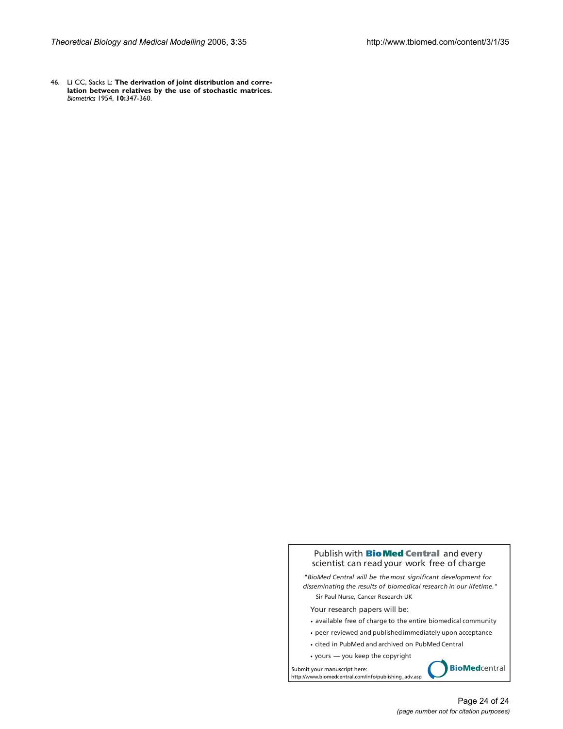46. Li CC, Sacks L: **The derivation of joint distribution and correlation between relatives by the use of stochastic matrices.** *Biometrics* 1954, **10:**347-360.

Publish with **BioMed Central** and every scientist can read your work free of charge

*"BioMed Central will be the most significant development for disseminating the results of biomedical research in our lifetime."*

Sir Paul Nurse, Cancer Research UK

Your research papers will be:

- available free of charge to the entire biomedical community
- peer reviewed and published immediately upon acceptance
- cited in PubMed and archived on PubMed Central
- yours — you keep the copyright

Submit your manuscript here:
http://www.biomedcentral.com/info/publishing_adv.asp

**BioMed**central